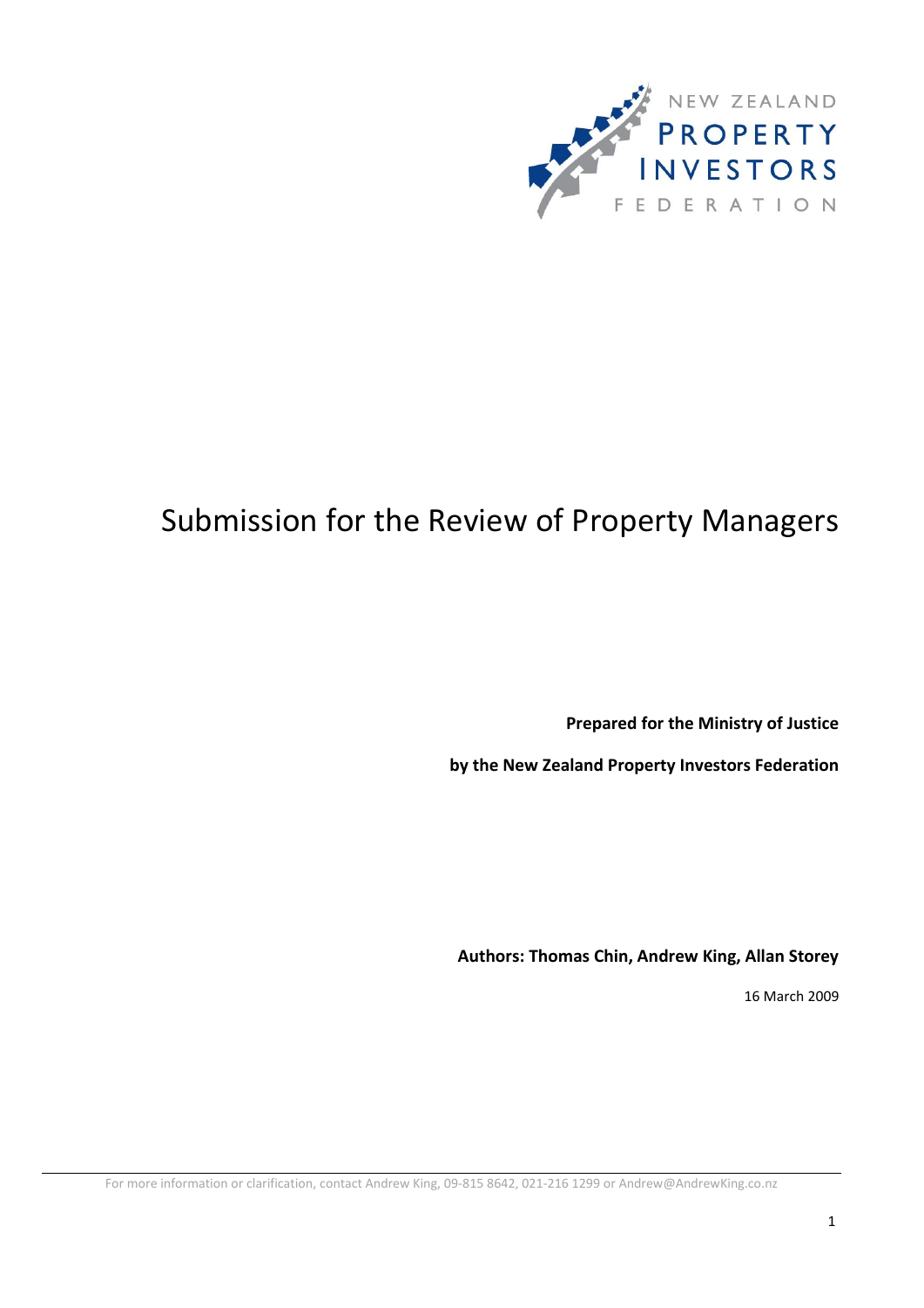NEW ZEALAND PROPERTY INVESTORS FEDERATION

# Submission for the Review of Property Managers

**Prepared for the Ministry of Justice**

**by the New Zealand Property Investors Federation**

**Authors: Thomas Chin, Andrew King, Allan Storey**

16 March 2009

For more information or clarification, contact Andrew King, 09-815 8642, 021-216 1299 or Andrew@AndrewKing.co.nz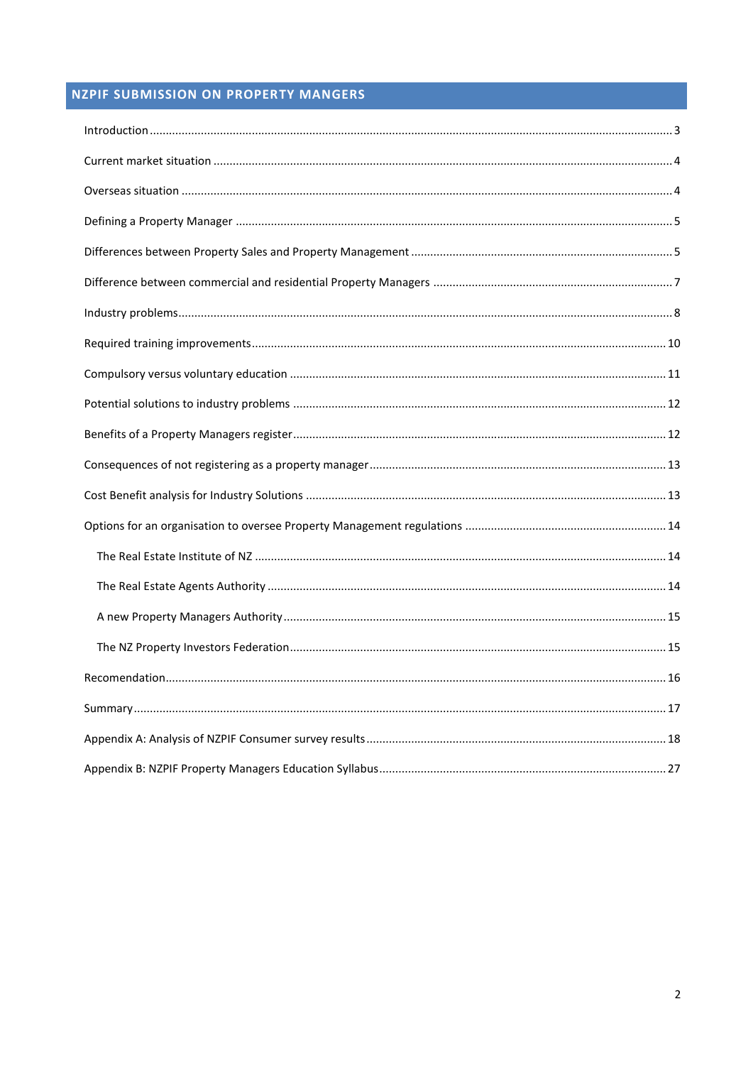## NZPIF SUBMISSION ON PROPERTY MANGERS

Introduction ........ 3

Current market situation ........ 4

Overseas situation ........ 4

Defining a Property Manager ........ 5

Differences between Property Sales and Property Management ........ 5

Difference between commercial and residential Property Managers ........ 7

Industry problems ........ 8

Required training improvements ........ 10

Compulsory versus voluntary education ........ 11

Potential solutions to industry problems ........ 12

Benefits of a Property Managers register ........ 12

Consequences of not registering as a property manager ........ 13

Cost Benefit analysis for Industry Solutions ........ 13

Options for an organisation to oversee Property Management regulations ........ 14

- The Real Estate Institute of NZ ........ 14
- The Real Estate Agents Authority ........ 14
- A new Property Managers Authority ........ 15
- The NZ Property Investors Federation ........ 15

Recomendation ........ 16

Summary ........ 17

Appendix A: Analysis of NZPIF Consumer survey results ........ 18

Appendix B: NZPIF Property Managers Education Syllabus ........ 27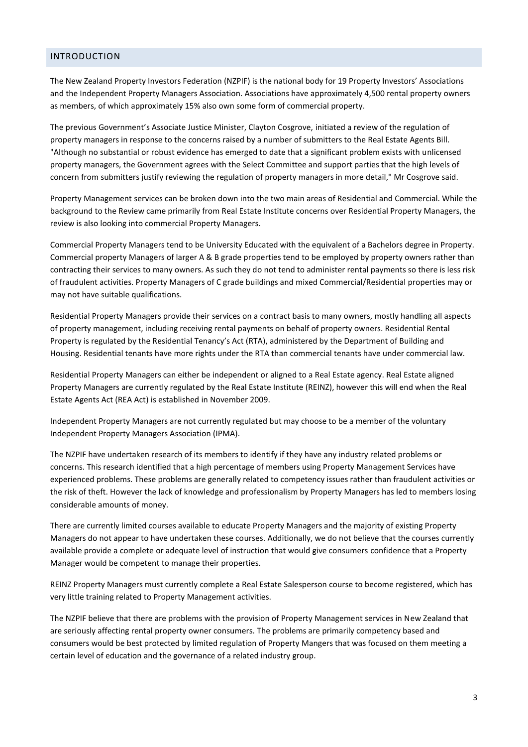## INTRODUCTION

The New Zealand Property Investors Federation (NZPIF) is the national body for 19 Property Investors' Associations and the Independent Property Managers Association. Associations have approximately 4,500 rental property owners as members, of which approximately 15% also own some form of commercial property.

The previous Government's Associate Justice Minister, Clayton Cosgrove, initiated a review of the regulation of property managers in response to the concerns raised by a number of submitters to the Real Estate Agents Bill. "Although no substantial or robust evidence has emerged to date that a significant problem exists with unlicensed property managers, the Government agrees with the Select Committee and support parties that the high levels of concern from submitters justify reviewing the regulation of property managers in more detail," Mr Cosgrove said.

Property Management services can be broken down into the two main areas of Residential and Commercial. While the background to the Review came primarily from Real Estate Institute concerns over Residential Property Managers, the review is also looking into commercial Property Managers.

Commercial Property Managers tend to be University Educated with the equivalent of a Bachelors degree in Property. Commercial property Managers of larger A & B grade properties tend to be employed by property owners rather than contracting their services to many owners. As such they do not tend to administer rental payments so there is less risk of fraudulent activities. Property Managers of C grade buildings and mixed Commercial/Residential properties may or may not have suitable qualifications.

Residential Property Managers provide their services on a contract basis to many owners, mostly handling all aspects of property management, including receiving rental payments on behalf of property owners. Residential Rental Property is regulated by the Residential Tenancy's Act (RTA), administered by the Department of Building and Housing. Residential tenants have more rights under the RTA than commercial tenants have under commercial law.

Residential Property Managers can either be independent or aligned to a Real Estate agency. Real Estate aligned Property Managers are currently regulated by the Real Estate Institute (REINZ), however this will end when the Real Estate Agents Act (REA Act) is established in November 2009.

Independent Property Managers are not currently regulated but may choose to be a member of the voluntary Independent Property Managers Association (IPMA).

The NZPIF have undertaken research of its members to identify if they have any industry related problems or concerns. This research identified that a high percentage of members using Property Management Services have experienced problems. These problems are generally related to competency issues rather than fraudulent activities or the risk of theft. However the lack of knowledge and professionalism by Property Managers has led to members losing considerable amounts of money.

There are currently limited courses available to educate Property Managers and the majority of existing Property Managers do not appear to have undertaken these courses. Additionally, we do not believe that the courses currently available provide a complete or adequate level of instruction that would give consumers confidence that a Property Manager would be competent to manage their properties.

REINZ Property Managers must currently complete a Real Estate Salesperson course to become registered, which has very little training related to Property Management activities.

The NZPIF believe that there are problems with the provision of Property Management services in New Zealand that are seriously affecting rental property owner consumers. The problems are primarily competency based and consumers would be best protected by limited regulation of Property Mangers that was focused on them meeting a certain level of education and the governance of a related industry group.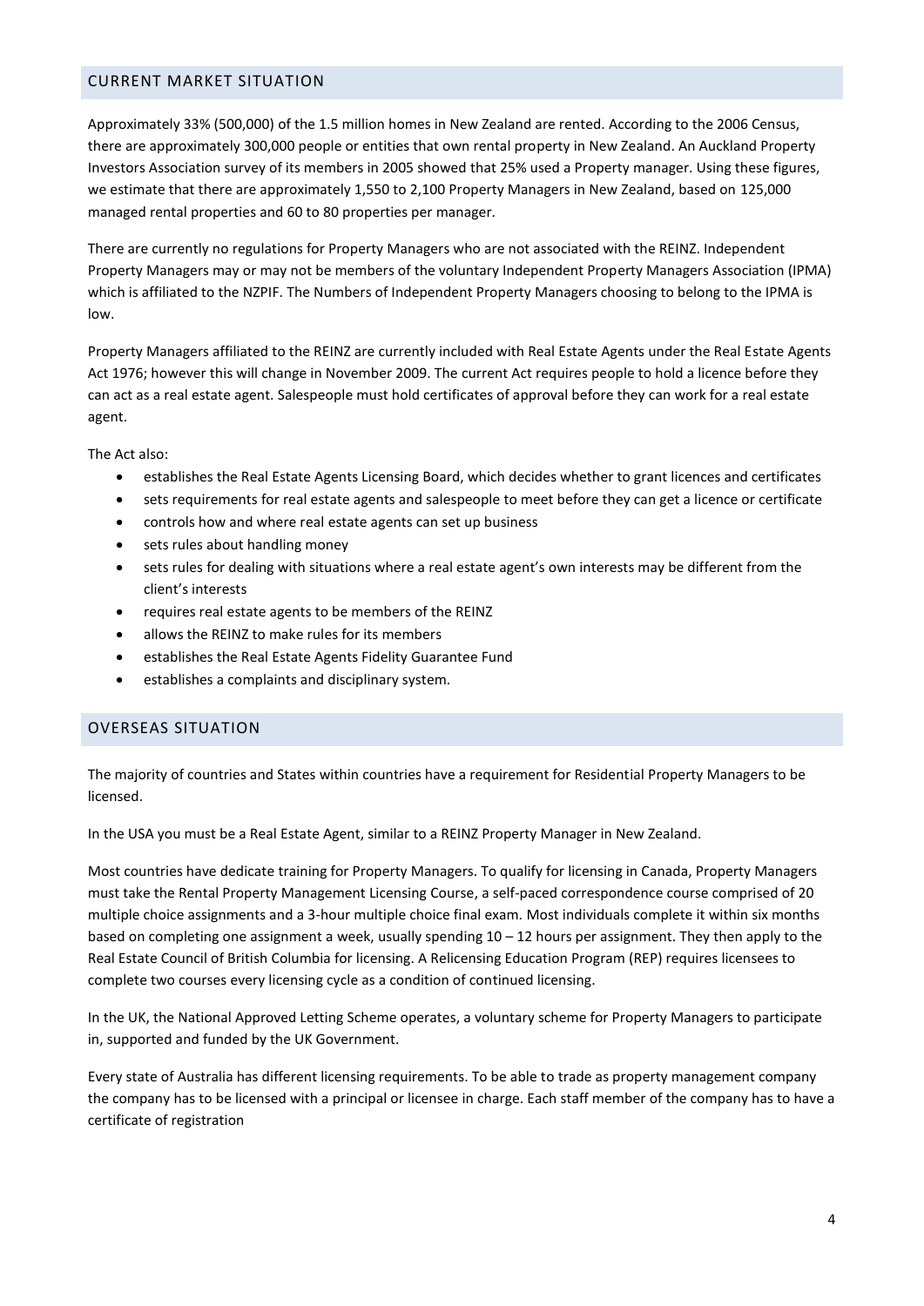## CURRENT MARKET SITUATION

Approximately 33% (500,000) of the 1.5 million homes in New Zealand are rented. According to the 2006 Census, there are approximately 300,000 people or entities that own rental property in New Zealand. An Auckland Property Investors Association survey of its members in 2005 showed that 25% used a Property manager. Using these figures, we estimate that there are approximately 1,550 to 2,100 Property Managers in New Zealand, based on 125,000 managed rental properties and 60 to 80 properties per manager.

There are currently no regulations for Property Managers who are not associated with the REINZ. Independent Property Managers may or may not be members of the voluntary Independent Property Managers Association (IPMA) which is affiliated to the NZPIF. The Numbers of Independent Property Managers choosing to belong to the IPMA is low.

Property Managers affiliated to the REINZ are currently included with Real Estate Agents under the Real Estate Agents Act 1976; however this will change in November 2009. The current Act requires people to hold a licence before they can act as a real estate agent. Salespeople must hold certificates of approval before they can work for a real estate agent.

The Act also:

- establishes the Real Estate Agents Licensing Board, which decides whether to grant licences and certificates
- sets requirements for real estate agents and salespeople to meet before they can get a licence or certificate
- controls how and where real estate agents can set up business
- sets rules about handling money
- sets rules for dealing with situations where a real estate agent's own interests may be different from the client's interests
- requires real estate agents to be members of the REINZ
- allows the REINZ to make rules for its members
- establishes the Real Estate Agents Fidelity Guarantee Fund
- establishes a complaints and disciplinary system.

## OVERSEAS SITUATION

The majority of countries and States within countries have a requirement for Residential Property Managers to be licensed.

In the USA you must be a Real Estate Agent, similar to a REINZ Property Manager in New Zealand.

Most countries have dedicate training for Property Managers. To qualify for licensing in Canada, Property Managers must take the Rental Property Management Licensing Course, a self-paced correspondence course comprised of 20 multiple choice assignments and a 3-hour multiple choice final exam. Most individuals complete it within six months based on completing one assignment a week, usually spending 10 – 12 hours per assignment. They then apply to the Real Estate Council of British Columbia for licensing. A Relicensing Education Program (REP) requires licensees to complete two courses every licensing cycle as a condition of continued licensing.

In the UK, the National Approved Letting Scheme operates, a voluntary scheme for Property Managers to participate in, supported and funded by the UK Government.

Every state of Australia has different licensing requirements. To be able to trade as property management company the company has to be licensed with a principal or licensee in charge. Each staff member of the company has to have a certificate of registration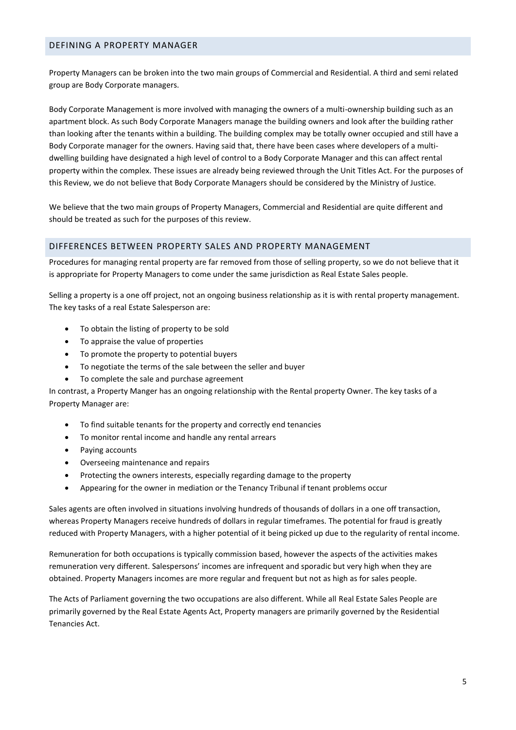## DEFINING A PROPERTY MANAGER

Property Managers can be broken into the two main groups of Commercial and Residential. A third and semi related group are Body Corporate managers.

Body Corporate Management is more involved with managing the owners of a multi-ownership building such as an apartment block. As such Body Corporate Managers manage the building owners and look after the building rather than looking after the tenants within a building. The building complex may be totally owner occupied and still have a Body Corporate manager for the owners. Having said that, there have been cases where developers of a multi-dwelling building have designated a high level of control to a Body Corporate Manager and this can affect rental property within the complex. These issues are already being reviewed through the Unit Titles Act. For the purposes of this Review, we do not believe that Body Corporate Managers should be considered by the Ministry of Justice.

We believe that the two main groups of Property Managers, Commercial and Residential are quite different and should be treated as such for the purposes of this review.

## DIFFERENCES BETWEEN PROPERTY SALES AND PROPERTY MANAGEMENT

Procedures for managing rental property are far removed from those of selling property, so we do not believe that it is appropriate for Property Managers to come under the same jurisdiction as Real Estate Sales people.

Selling a property is a one off project, not an ongoing business relationship as it is with rental property management. The key tasks of a real Estate Salesperson are:

- To obtain the listing of property to be sold
- To appraise the value of properties
- To promote the property to potential buyers
- To negotiate the terms of the sale between the seller and buyer
- To complete the sale and purchase agreement

In contrast, a Property Manger has an ongoing relationship with the Rental property Owner. The key tasks of a Property Manager are:

- To find suitable tenants for the property and correctly end tenancies
- To monitor rental income and handle any rental arrears
- Paying accounts
- Overseeing maintenance and repairs
- Protecting the owners interests, especially regarding damage to the property
- Appearing for the owner in mediation or the Tenancy Tribunal if tenant problems occur

Sales agents are often involved in situations involving hundreds of thousands of dollars in a one off transaction, whereas Property Managers receive hundreds of dollars in regular timeframes. The potential for fraud is greatly reduced with Property Managers, with a higher potential of it being picked up due to the regularity of rental income.

Remuneration for both occupations is typically commission based, however the aspects of the activities makes remuneration very different. Salespersons' incomes are infrequent and sporadic but very high when they are obtained. Property Managers incomes are more regular and frequent but not as high as for sales people.

The Acts of Parliament governing the two occupations are also different. While all Real Estate Sales People are primarily governed by the Real Estate Agents Act, Property managers are primarily governed by the Residential Tenancies Act.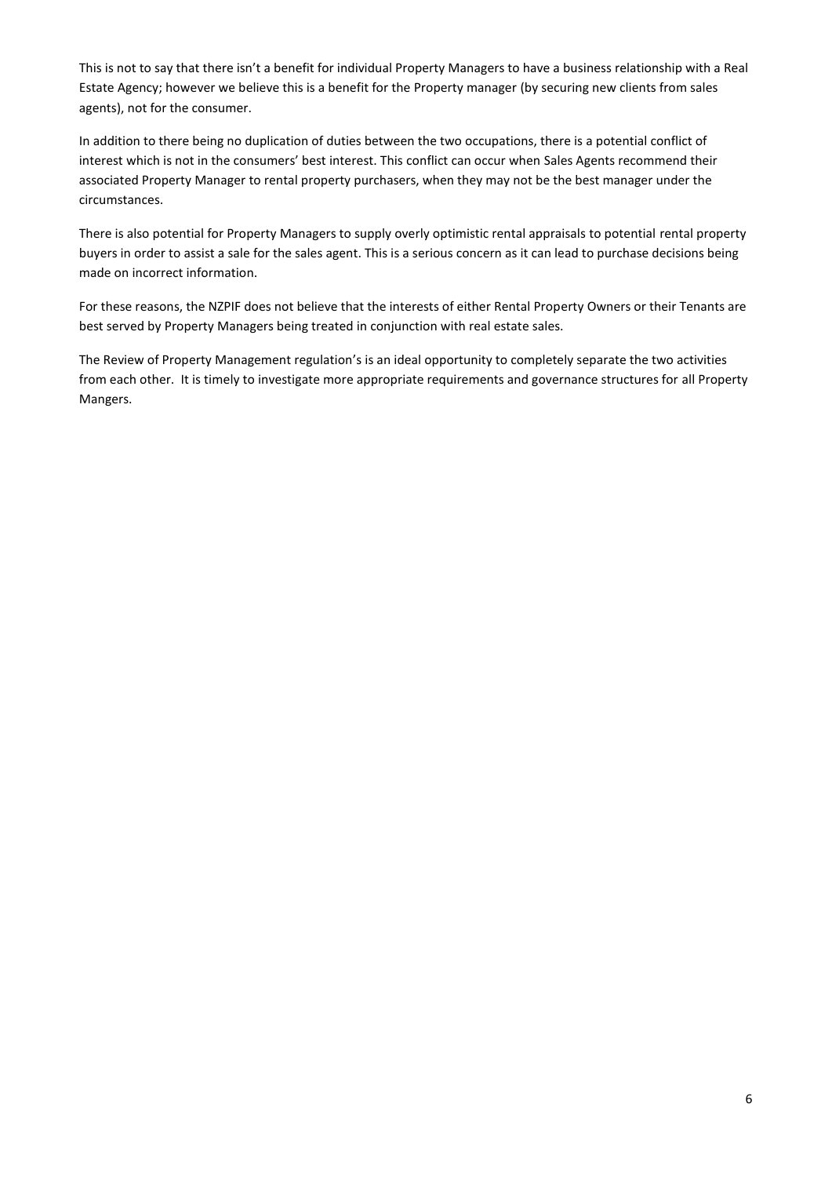This is not to say that there isn't a benefit for individual Property Managers to have a business relationship with a Real Estate Agency; however we believe this is a benefit for the Property manager (by securing new clients from sales agents), not for the consumer.

In addition to there being no duplication of duties between the two occupations, there is a potential conflict of interest which is not in the consumers' best interest. This conflict can occur when Sales Agents recommend their associated Property Manager to rental property purchasers, when they may not be the best manager under the circumstances.

There is also potential for Property Managers to supply overly optimistic rental appraisals to potential rental property buyers in order to assist a sale for the sales agent. This is a serious concern as it can lead to purchase decisions being made on incorrect information.

For these reasons, the NZPIF does not believe that the interests of either Rental Property Owners or their Tenants are best served by Property Managers being treated in conjunction with real estate sales.

The Review of Property Management regulation's is an ideal opportunity to completely separate the two activities from each other. It is timely to investigate more appropriate requirements and governance structures for all Property Mangers.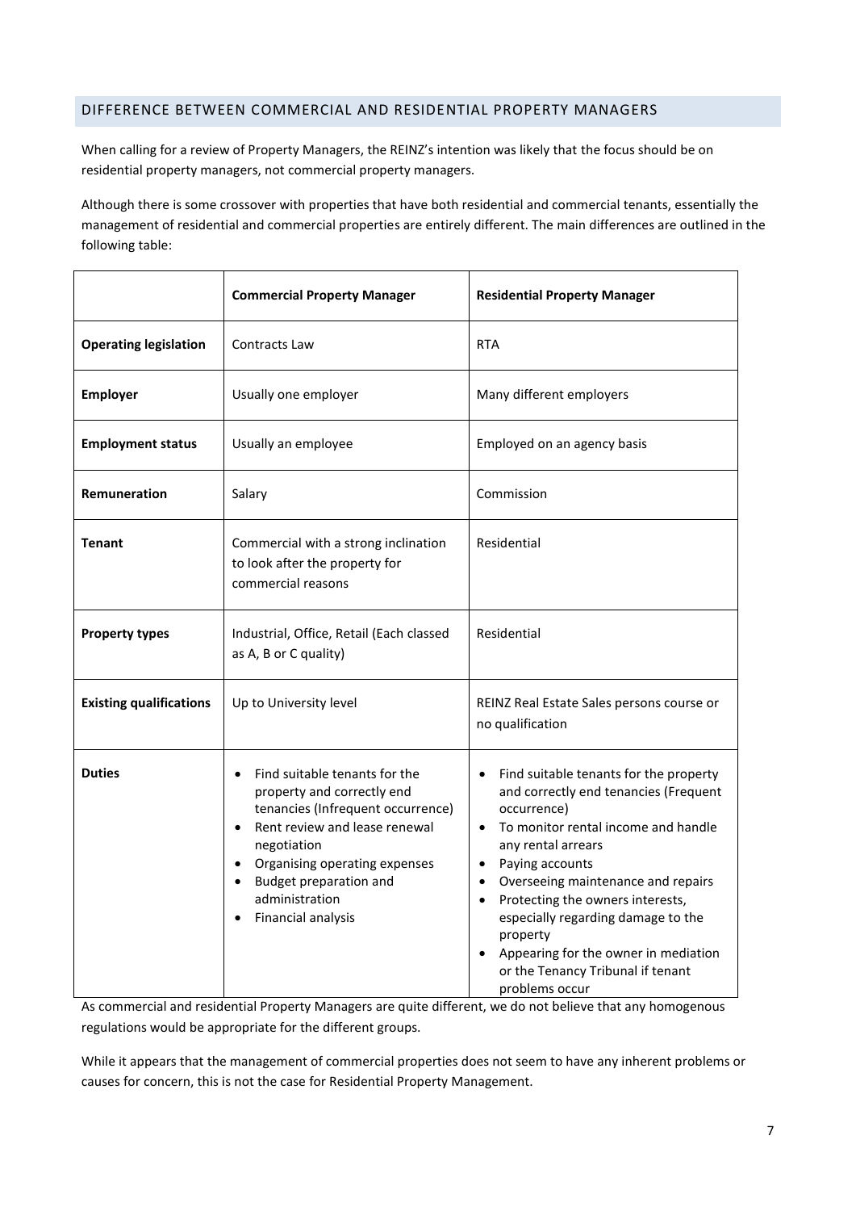## DIFFERENCE BETWEEN COMMERCIAL AND RESIDENTIAL PROPERTY MANAGERS

When calling for a review of Property Managers, the REINZ's intention was likely that the focus should be on residential property managers, not commercial property managers.

Although there is some crossover with properties that have both residential and commercial tenants, essentially the management of residential and commercial properties are entirely different. The main differences are outlined in the following table:

| | **Commercial Property Manager** | **Residential Property Manager** |
|---|---|---|
| **Operating legislation** | Contracts Law | RTA |
| **Employer** | Usually one employer | Many different employers |
| **Employment status** | Usually an employee | Employed on an agency basis |
| **Remuneration** | Salary | Commission |
| **Tenant** | Commercial with a strong inclination to look after the property for commercial reasons | Residential |
| **Property types** | Industrial, Office, Retail (Each classed as A, B or C quality) | Residential |
| **Existing qualifications** | Up to University level | REINZ Real Estate Sales persons course or no qualification |
| **Duties** | • Find suitable tenants for the property and correctly end tenancies (Infrequent occurrence)<br>• Rent review and lease renewal negotiation<br>• Organising operating expenses<br>• Budget preparation and administration<br>• Financial analysis | • Find suitable tenants for the property and correctly end tenancies (Frequent occurrence)<br>• To monitor rental income and handle any rental arrears<br>• Paying accounts<br>• Overseeing maintenance and repairs<br>• Protecting the owners interests, especially regarding damage to the property<br>• Appearing for the owner in mediation or the Tenancy Tribunal if tenant problems occur |

As commercial and residential Property Managers are quite different, we do not believe that any homogenous regulations would be appropriate for the different groups.

While it appears that the management of commercial properties does not seem to have any inherent problems or causes for concern, this is not the case for Residential Property Management.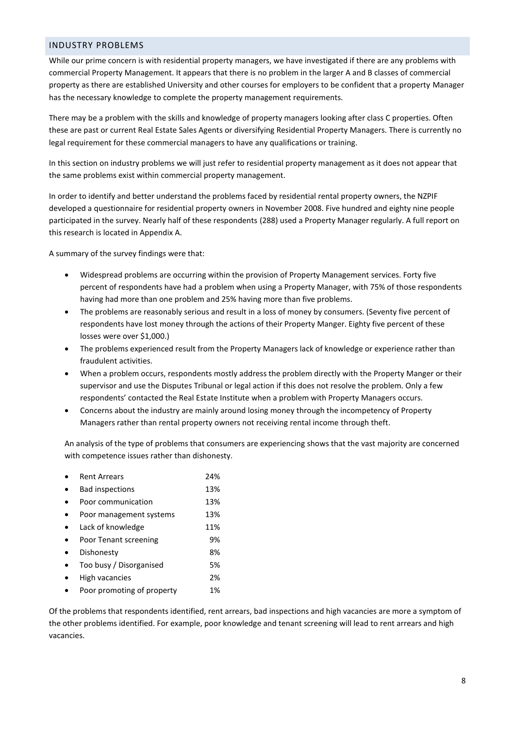## INDUSTRY PROBLEMS

While our prime concern is with residential property managers, we have investigated if there are any problems with commercial Property Management. It appears that there is no problem in the larger A and B classes of commercial property as there are established University and other courses for employers to be confident that a property Manager has the necessary knowledge to complete the property management requirements.

There may be a problem with the skills and knowledge of property managers looking after class C properties. Often these are past or current Real Estate Sales Agents or diversifying Residential Property Managers. There is currently no legal requirement for these commercial managers to have any qualifications or training.

In this section on industry problems we will just refer to residential property management as it does not appear that the same problems exist within commercial property management.

In order to identify and better understand the problems faced by residential rental property owners, the NZPIF developed a questionnaire for residential property owners in November 2008. Five hundred and eighty nine people participated in the survey. Nearly half of these respondents (288) used a Property Manager regularly. A full report on this research is located in Appendix A.

A summary of the survey findings were that:

- Widespread problems are occurring within the provision of Property Management services. Forty five percent of respondents have had a problem when using a Property Manager, with 75% of those respondents having had more than one problem and 25% having more than five problems.
- The problems are reasonably serious and result in a loss of money by consumers. (Seventy five percent of respondents have lost money through the actions of their Property Manger. Eighty five percent of these losses were over $1,000.)
- The problems experienced result from the Property Managers lack of knowledge or experience rather than fraudulent activities.
- When a problem occurs, respondents mostly address the problem directly with the Property Manger or their supervisor and use the Disputes Tribunal or legal action if this does not resolve the problem. Only a few respondents' contacted the Real Estate Institute when a problem with Property Managers occurs.
- Concerns about the industry are mainly around losing money through the incompetency of Property Managers rather than rental property owners not receiving rental income through theft.

An analysis of the type of problems that consumers are experiencing shows that the vast majority are concerned with competence issues rather than dishonesty.

- Rent Arrears 24%
- Bad inspections 13%
- Poor communication 13%
- Poor management systems 13%
- Lack of knowledge 11%
- Poor Tenant screening 9%
- Dishonesty 8%
- Too busy / Disorganised 5%
- High vacancies 2%
- Poor promoting of property 1%

Of the problems that respondents identified, rent arrears, bad inspections and high vacancies are more a symptom of the other problems identified. For example, poor knowledge and tenant screening will lead to rent arrears and high vacancies.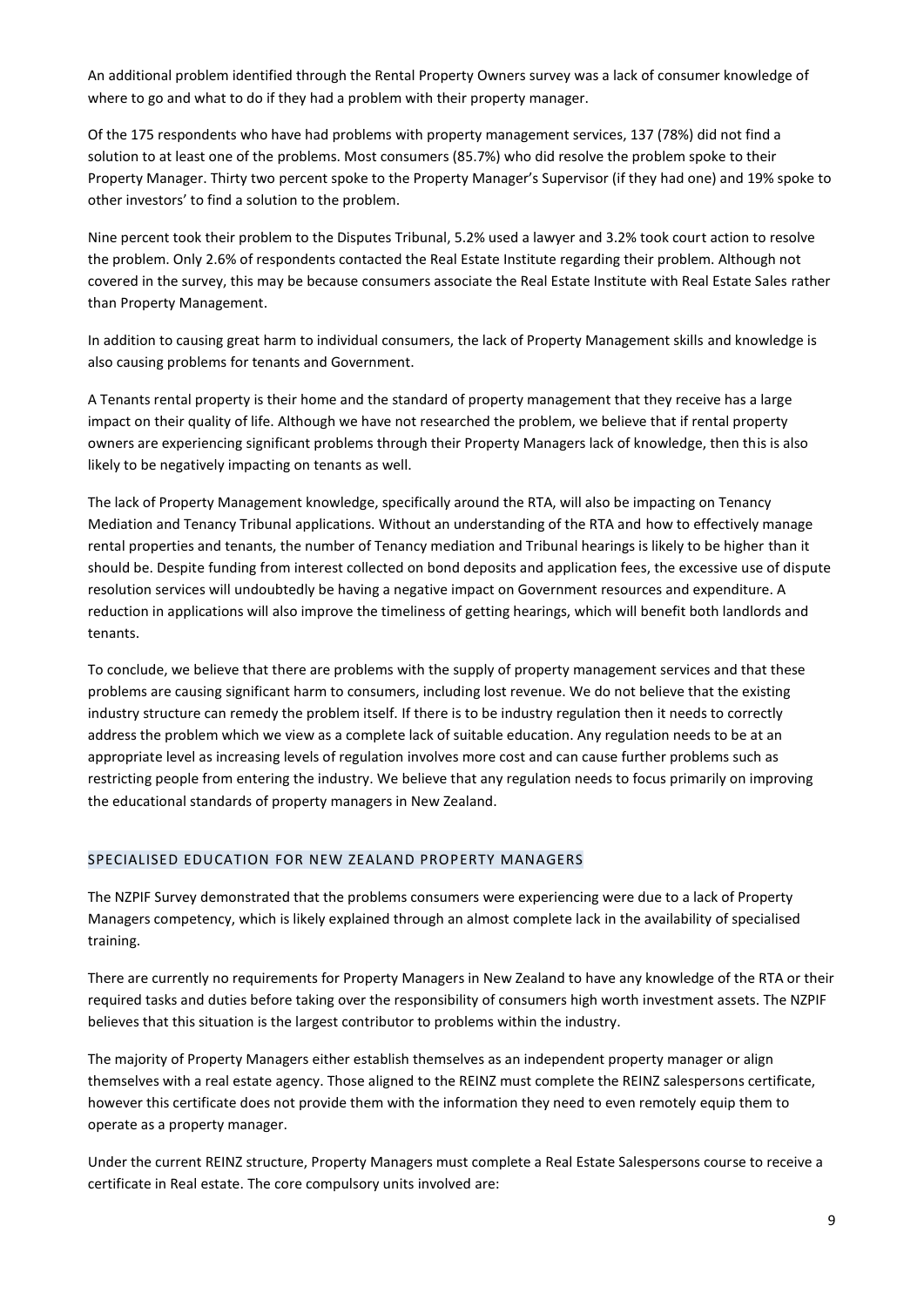An additional problem identified through the Rental Property Owners survey was a lack of consumer knowledge of where to go and what to do if they had a problem with their property manager.

Of the 175 respondents who have had problems with property management services, 137 (78%) did not find a solution to at least one of the problems. Most consumers (85.7%) who did resolve the problem spoke to their Property Manager. Thirty two percent spoke to the Property Manager's Supervisor (if they had one) and 19% spoke to other investors' to find a solution to the problem.

Nine percent took their problem to the Disputes Tribunal, 5.2% used a lawyer and 3.2% took court action to resolve the problem. Only 2.6% of respondents contacted the Real Estate Institute regarding their problem. Although not covered in the survey, this may be because consumers associate the Real Estate Institute with Real Estate Sales rather than Property Management.

In addition to causing great harm to individual consumers, the lack of Property Management skills and knowledge is also causing problems for tenants and Government.

A Tenants rental property is their home and the standard of property management that they receive has a large impact on their quality of life. Although we have not researched the problem, we believe that if rental property owners are experiencing significant problems through their Property Managers lack of knowledge, then this is also likely to be negatively impacting on tenants as well.

The lack of Property Management knowledge, specifically around the RTA, will also be impacting on Tenancy Mediation and Tenancy Tribunal applications. Without an understanding of the RTA and how to effectively manage rental properties and tenants, the number of Tenancy mediation and Tribunal hearings is likely to be higher than it should be. Despite funding from interest collected on bond deposits and application fees, the excessive use of dispute resolution services will undoubtedly be having a negative impact on Government resources and expenditure. A reduction in applications will also improve the timeliness of getting hearings, which will benefit both landlords and tenants.

To conclude, we believe that there are problems with the supply of property management services and that these problems are causing significant harm to consumers, including lost revenue. We do not believe that the existing industry structure can remedy the problem itself. If there is to be industry regulation then it needs to correctly address the problem which we view as a complete lack of suitable education. Any regulation needs to be at an appropriate level as increasing levels of regulation involves more cost and can cause further problems such as restricting people from entering the industry. We believe that any regulation needs to focus primarily on improving the educational standards of property managers in New Zealand.

## SPECIALISED EDUCATION FOR NEW ZEALAND PROPERTY MANAGERS

The NZPIF Survey demonstrated that the problems consumers were experiencing were due to a lack of Property Managers competency, which is likely explained through an almost complete lack in the availability of specialised training.

There are currently no requirements for Property Managers in New Zealand to have any knowledge of the RTA or their required tasks and duties before taking over the responsibility of consumers high worth investment assets. The NZPIF believes that this situation is the largest contributor to problems within the industry.

The majority of Property Managers either establish themselves as an independent property manager or align themselves with a real estate agency. Those aligned to the REINZ must complete the REINZ salespersons certificate, however this certificate does not provide them with the information they need to even remotely equip them to operate as a property manager.

Under the current REINZ structure, Property Managers must complete a Real Estate Salespersons course to receive a certificate in Real estate. The core compulsory units involved are: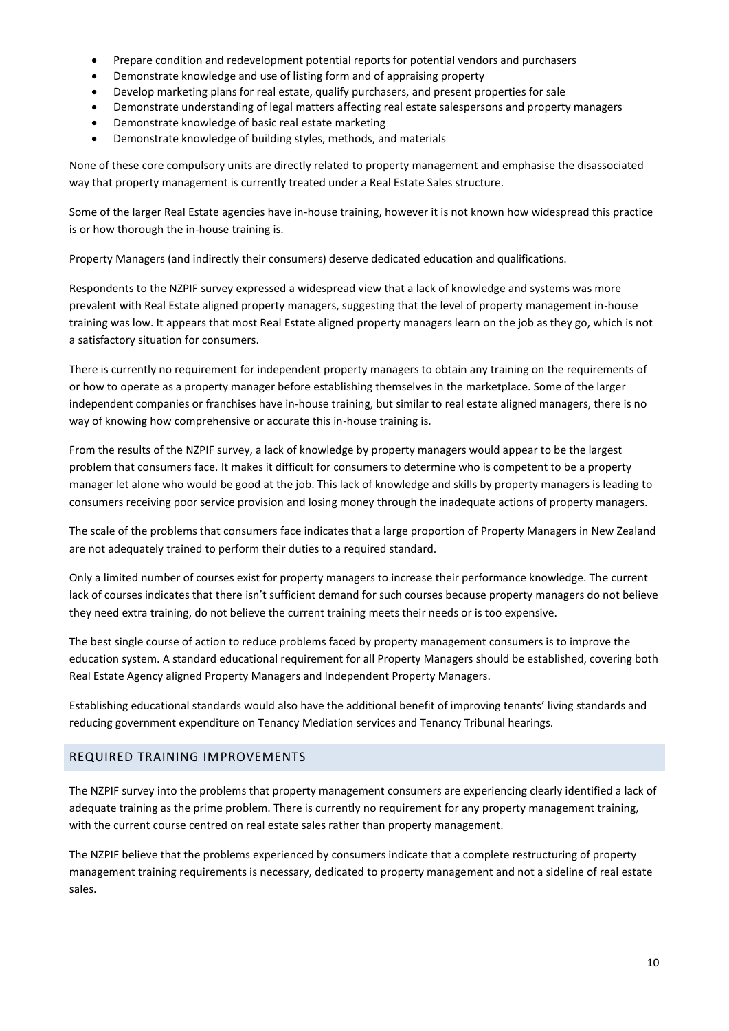- Prepare condition and redevelopment potential reports for potential vendors and purchasers
- Demonstrate knowledge and use of listing form and of appraising property
- Develop marketing plans for real estate, qualify purchasers, and present properties for sale
- Demonstrate understanding of legal matters affecting real estate salespersons and property managers
- Demonstrate knowledge of basic real estate marketing
- Demonstrate knowledge of building styles, methods, and materials

None of these core compulsory units are directly related to property management and emphasise the disassociated way that property management is currently treated under a Real Estate Sales structure.

Some of the larger Real Estate agencies have in-house training, however it is not known how widespread this practice is or how thorough the in-house training is.

Property Managers (and indirectly their consumers) deserve dedicated education and qualifications.

Respondents to the NZPIF survey expressed a widespread view that a lack of knowledge and systems was more prevalent with Real Estate aligned property managers, suggesting that the level of property management in-house training was low. It appears that most Real Estate aligned property managers learn on the job as they go, which is not a satisfactory situation for consumers.

There is currently no requirement for independent property managers to obtain any training on the requirements of or how to operate as a property manager before establishing themselves in the marketplace. Some of the larger independent companies or franchises have in-house training, but similar to real estate aligned managers, there is no way of knowing how comprehensive or accurate this in-house training is.

From the results of the NZPIF survey, a lack of knowledge by property managers would appear to be the largest problem that consumers face. It makes it difficult for consumers to determine who is competent to be a property manager let alone who would be good at the job. This lack of knowledge and skills by property managers is leading to consumers receiving poor service provision and losing money through the inadequate actions of property managers.

The scale of the problems that consumers face indicates that a large proportion of Property Managers in New Zealand are not adequately trained to perform their duties to a required standard.

Only a limited number of courses exist for property managers to increase their performance knowledge. The current lack of courses indicates that there isn't sufficient demand for such courses because property managers do not believe they need extra training, do not believe the current training meets their needs or is too expensive.

The best single course of action to reduce problems faced by property management consumers is to improve the education system. A standard educational requirement for all Property Managers should be established, covering both Real Estate Agency aligned Property Managers and Independent Property Managers.

Establishing educational standards would also have the additional benefit of improving tenants' living standards and reducing government expenditure on Tenancy Mediation services and Tenancy Tribunal hearings.

## REQUIRED TRAINING IMPROVEMENTS

The NZPIF survey into the problems that property management consumers are experiencing clearly identified a lack of adequate training as the prime problem. There is currently no requirement for any property management training, with the current course centred on real estate sales rather than property management.

The NZPIF believe that the problems experienced by consumers indicate that a complete restructuring of property management training requirements is necessary, dedicated to property management and not a sideline of real estate sales.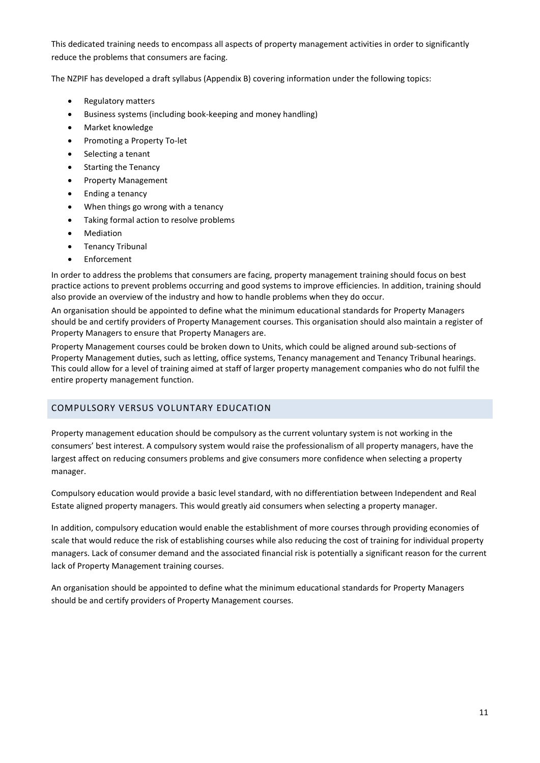This dedicated training needs to encompass all aspects of property management activities in order to significantly reduce the problems that consumers are facing.

The NZPIF has developed a draft syllabus (Appendix B) covering information under the following topics:

- Regulatory matters
- Business systems (including book-keeping and money handling)
- Market knowledge
- Promoting a Property To-let
- Selecting a tenant
- Starting the Tenancy
- Property Management
- Ending a tenancy
- When things go wrong with a tenancy
- Taking formal action to resolve problems
- Mediation
- Tenancy Tribunal
- Enforcement

In order to address the problems that consumers are facing, property management training should focus on best practice actions to prevent problems occurring and good systems to improve efficiencies. In addition, training should also provide an overview of the industry and how to handle problems when they do occur.

An organisation should be appointed to define what the minimum educational standards for Property Managers should be and certify providers of Property Management courses. This organisation should also maintain a register of Property Managers to ensure that Property Managers are.

Property Management courses could be broken down to Units, which could be aligned around sub-sections of Property Management duties, such as letting, office systems, Tenancy management and Tenancy Tribunal hearings. This could allow for a level of training aimed at staff of larger property management companies who do not fulfil the entire property management function.

## COMPULSORY VERSUS VOLUNTARY EDUCATION

Property management education should be compulsory as the current voluntary system is not working in the consumers' best interest. A compulsory system would raise the professionalism of all property managers, have the largest affect on reducing consumers problems and give consumers more confidence when selecting a property manager.

Compulsory education would provide a basic level standard, with no differentiation between Independent and Real Estate aligned property managers. This would greatly aid consumers when selecting a property manager.

In addition, compulsory education would enable the establishment of more courses through providing economies of scale that would reduce the risk of establishing courses while also reducing the cost of training for individual property managers. Lack of consumer demand and the associated financial risk is potentially a significant reason for the current lack of Property Management training courses.

An organisation should be appointed to define what the minimum educational standards for Property Managers should be and certify providers of Property Management courses.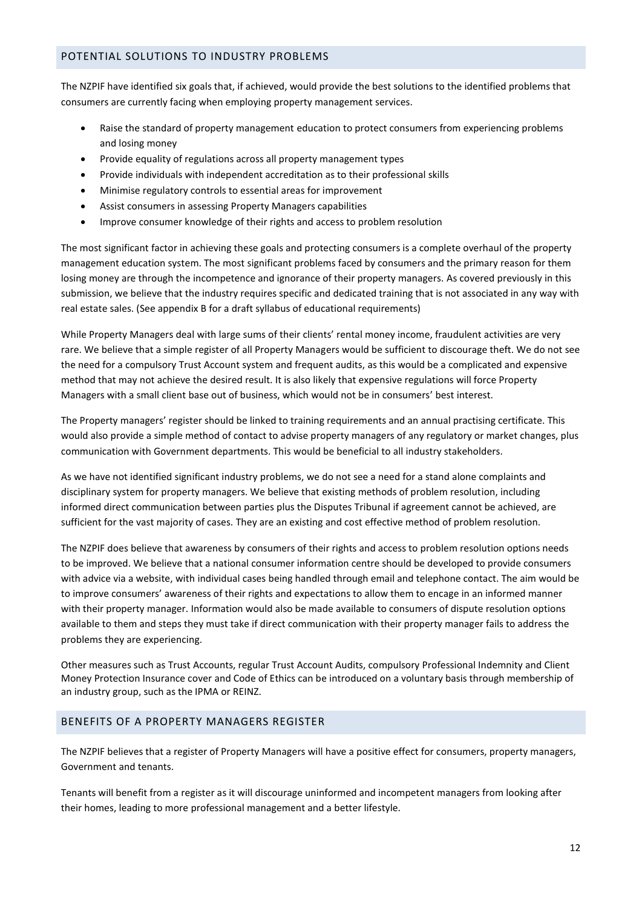## POTENTIAL SOLUTIONS TO INDUSTRY PROBLEMS

The NZPIF have identified six goals that, if achieved, would provide the best solutions to the identified problems that consumers are currently facing when employing property management services.

- Raise the standard of property management education to protect consumers from experiencing problems and losing money
- Provide equality of regulations across all property management types
- Provide individuals with independent accreditation as to their professional skills
- Minimise regulatory controls to essential areas for improvement
- Assist consumers in assessing Property Managers capabilities
- Improve consumer knowledge of their rights and access to problem resolution

The most significant factor in achieving these goals and protecting consumers is a complete overhaul of the property management education system. The most significant problems faced by consumers and the primary reason for them losing money are through the incompetence and ignorance of their property managers. As covered previously in this submission, we believe that the industry requires specific and dedicated training that is not associated in any way with real estate sales. (See appendix B for a draft syllabus of educational requirements)

While Property Managers deal with large sums of their clients' rental money income, fraudulent activities are very rare. We believe that a simple register of all Property Managers would be sufficient to discourage theft. We do not see the need for a compulsory Trust Account system and frequent audits, as this would be a complicated and expensive method that may not achieve the desired result. It is also likely that expensive regulations will force Property Managers with a small client base out of business, which would not be in consumers' best interest.

The Property managers' register should be linked to training requirements and an annual practising certificate. This would also provide a simple method of contact to advise property managers of any regulatory or market changes, plus communication with Government departments. This would be beneficial to all industry stakeholders.

As we have not identified significant industry problems, we do not see a need for a stand alone complaints and disciplinary system for property managers. We believe that existing methods of problem resolution, including informed direct communication between parties plus the Disputes Tribunal if agreement cannot be achieved, are sufficient for the vast majority of cases. They are an existing and cost effective method of problem resolution.

The NZPIF does believe that awareness by consumers of their rights and access to problem resolution options needs to be improved. We believe that a national consumer information centre should be developed to provide consumers with advice via a website, with individual cases being handled through email and telephone contact. The aim would be to improve consumers' awareness of their rights and expectations to allow them to encage in an informed manner with their property manager. Information would also be made available to consumers of dispute resolution options available to them and steps they must take if direct communication with their property manager fails to address the problems they are experiencing.

Other measures such as Trust Accounts, regular Trust Account Audits, compulsory Professional Indemnity and Client Money Protection Insurance cover and Code of Ethics can be introduced on a voluntary basis through membership of an industry group, such as the IPMA or REINZ.

## BENEFITS OF A PROPERTY MANAGERS REGISTER

The NZPIF believes that a register of Property Managers will have a positive effect for consumers, property managers, Government and tenants.

Tenants will benefit from a register as it will discourage uninformed and incompetent managers from looking after their homes, leading to more professional management and a better lifestyle.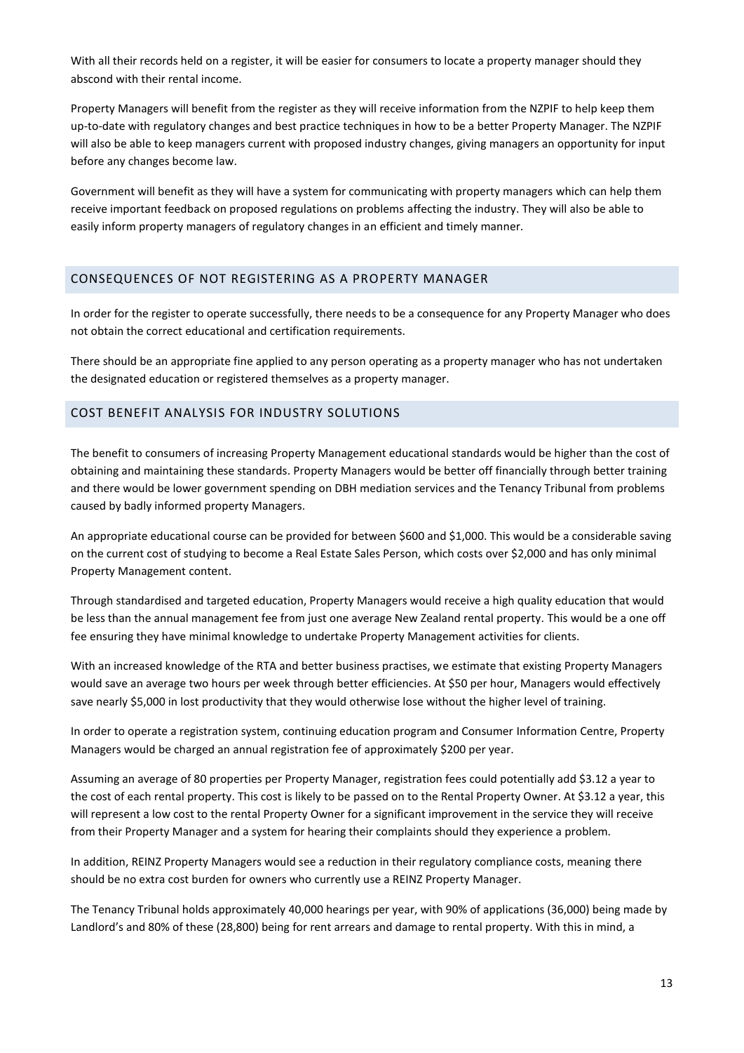With all their records held on a register, it will be easier for consumers to locate a property manager should they abscond with their rental income.

Property Managers will benefit from the register as they will receive information from the NZPIF to help keep them up-to-date with regulatory changes and best practice techniques in how to be a better Property Manager. The NZPIF will also be able to keep managers current with proposed industry changes, giving managers an opportunity for input before any changes become law.

Government will benefit as they will have a system for communicating with property managers which can help them receive important feedback on proposed regulations on problems affecting the industry. They will also be able to easily inform property managers of regulatory changes in an efficient and timely manner.

## CONSEQUENCES OF NOT REGISTERING AS A PROPERTY MANAGER

In order for the register to operate successfully, there needs to be a consequence for any Property Manager who does not obtain the correct educational and certification requirements.

There should be an appropriate fine applied to any person operating as a property manager who has not undertaken the designated education or registered themselves as a property manager.

## COST BENEFIT ANALYSIS FOR INDUSTRY SOLUTIONS

The benefit to consumers of increasing Property Management educational standards would be higher than the cost of obtaining and maintaining these standards. Property Managers would be better off financially through better training and there would be lower government spending on DBH mediation services and the Tenancy Tribunal from problems caused by badly informed property Managers.

An appropriate educational course can be provided for between $600 and $1,000. This would be a considerable saving on the current cost of studying to become a Real Estate Sales Person, which costs over $2,000 and has only minimal Property Management content.

Through standardised and targeted education, Property Managers would receive a high quality education that would be less than the annual management fee from just one average New Zealand rental property. This would be a one off fee ensuring they have minimal knowledge to undertake Property Management activities for clients.

With an increased knowledge of the RTA and better business practises, we estimate that existing Property Managers would save an average two hours per week through better efficiencies. At $50 per hour, Managers would effectively save nearly $5,000 in lost productivity that they would otherwise lose without the higher level of training.

In order to operate a registration system, continuing education program and Consumer Information Centre, Property Managers would be charged an annual registration fee of approximately $200 per year.

Assuming an average of 80 properties per Property Manager, registration fees could potentially add $3.12 a year to the cost of each rental property. This cost is likely to be passed on to the Rental Property Owner. At $3.12 a year, this will represent a low cost to the rental Property Owner for a significant improvement in the service they will receive from their Property Manager and a system for hearing their complaints should they experience a problem.

In addition, REINZ Property Managers would see a reduction in their regulatory compliance costs, meaning there should be no extra cost burden for owners who currently use a REINZ Property Manager.

The Tenancy Tribunal holds approximately 40,000 hearings per year, with 90% of applications (36,000) being made by Landlord's and 80% of these (28,800) being for rent arrears and damage to rental property. With this in mind, a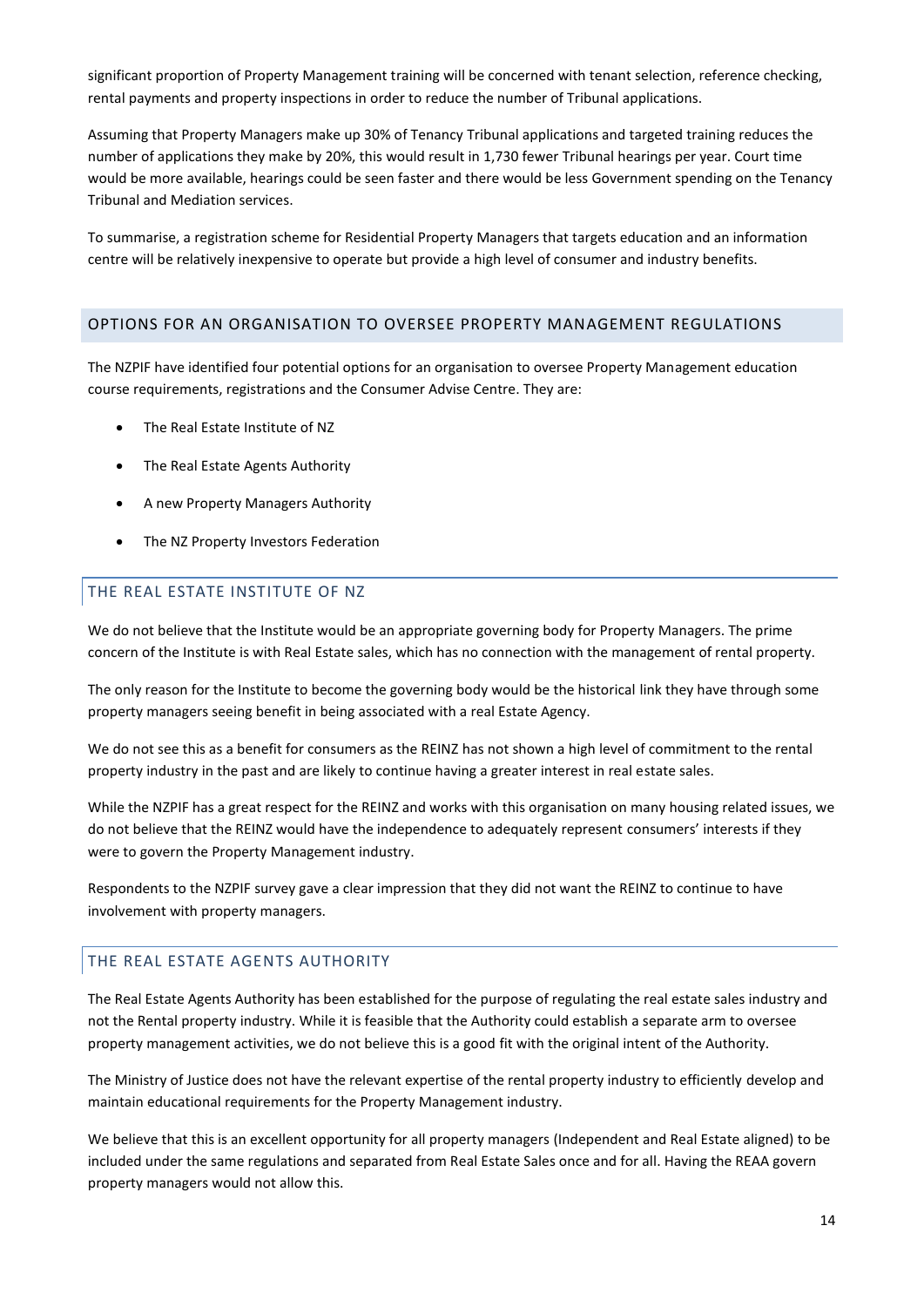significant proportion of Property Management training will be concerned with tenant selection, reference checking, rental payments and property inspections in order to reduce the number of Tribunal applications.

Assuming that Property Managers make up 30% of Tenancy Tribunal applications and targeted training reduces the number of applications they make by 20%, this would result in 1,730 fewer Tribunal hearings per year. Court time would be more available, hearings could be seen faster and there would be less Government spending on the Tenancy Tribunal and Mediation services.

To summarise, a registration scheme for Residential Property Managers that targets education and an information centre will be relatively inexpensive to operate but provide a high level of consumer and industry benefits.

## OPTIONS FOR AN ORGANISATION TO OVERSEE PROPERTY MANAGEMENT REGULATIONS

The NZPIF have identified four potential options for an organisation to oversee Property Management education course requirements, registrations and the Consumer Advise Centre. They are:

- The Real Estate Institute of NZ
- The Real Estate Agents Authority
- A new Property Managers Authority
- The NZ Property Investors Federation

### THE REAL ESTATE INSTITUTE OF NZ

We do not believe that the Institute would be an appropriate governing body for Property Managers. The prime concern of the Institute is with Real Estate sales, which has no connection with the management of rental property.

The only reason for the Institute to become the governing body would be the historical link they have through some property managers seeing benefit in being associated with a real Estate Agency.

We do not see this as a benefit for consumers as the REINZ has not shown a high level of commitment to the rental property industry in the past and are likely to continue having a greater interest in real estate sales.

While the NZPIF has a great respect for the REINZ and works with this organisation on many housing related issues, we do not believe that the REINZ would have the independence to adequately represent consumers' interests if they were to govern the Property Management industry.

Respondents to the NZPIF survey gave a clear impression that they did not want the REINZ to continue to have involvement with property managers.

### THE REAL ESTATE AGENTS AUTHORITY

The Real Estate Agents Authority has been established for the purpose of regulating the real estate sales industry and not the Rental property industry. While it is feasible that the Authority could establish a separate arm to oversee property management activities, we do not believe this is a good fit with the original intent of the Authority.

The Ministry of Justice does not have the relevant expertise of the rental property industry to efficiently develop and maintain educational requirements for the Property Management industry.

We believe that this is an excellent opportunity for all property managers (Independent and Real Estate aligned) to be included under the same regulations and separated from Real Estate Sales once and for all. Having the REAA govern property managers would not allow this.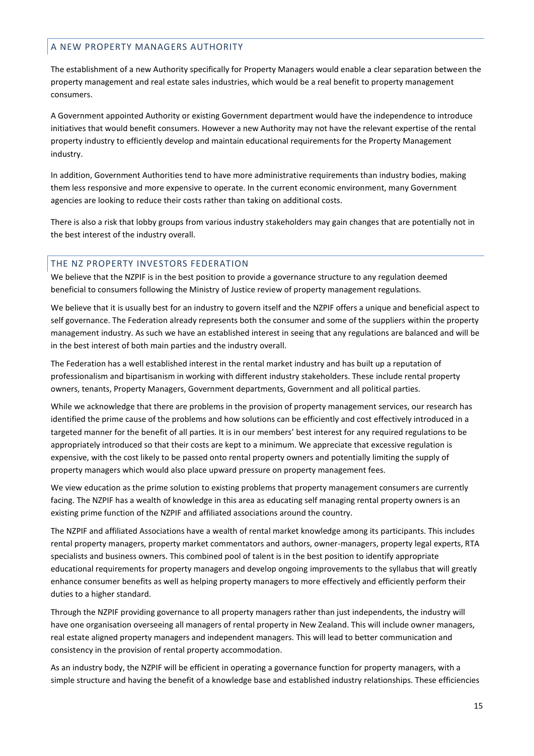## A NEW PROPERTY MANAGERS AUTHORITY

The establishment of a new Authority specifically for Property Managers would enable a clear separation between the property management and real estate sales industries, which would be a real benefit to property management consumers.

A Government appointed Authority or existing Government department would have the independence to introduce initiatives that would benefit consumers. However a new Authority may not have the relevant expertise of the rental property industry to efficiently develop and maintain educational requirements for the Property Management industry.

In addition, Government Authorities tend to have more administrative requirements than industry bodies, making them less responsive and more expensive to operate. In the current economic environment, many Government agencies are looking to reduce their costs rather than taking on additional costs.

There is also a risk that lobby groups from various industry stakeholders may gain changes that are potentially not in the best interest of the industry overall.

## THE NZ PROPERTY INVESTORS FEDERATION

We believe that the NZPIF is in the best position to provide a governance structure to any regulation deemed beneficial to consumers following the Ministry of Justice review of property management regulations.

We believe that it is usually best for an industry to govern itself and the NZPIF offers a unique and beneficial aspect to self governance. The Federation already represents both the consumer and some of the suppliers within the property management industry. As such we have an established interest in seeing that any regulations are balanced and will be in the best interest of both main parties and the industry overall.

The Federation has a well established interest in the rental market industry and has built up a reputation of professionalism and bipartisanism in working with different industry stakeholders. These include rental property owners, tenants, Property Managers, Government departments, Government and all political parties.

While we acknowledge that there are problems in the provision of property management services, our research has identified the prime cause of the problems and how solutions can be efficiently and cost effectively introduced in a targeted manner for the benefit of all parties. It is in our members' best interest for any required regulations to be appropriately introduced so that their costs are kept to a minimum. We appreciate that excessive regulation is expensive, with the cost likely to be passed onto rental property owners and potentially limiting the supply of property managers which would also place upward pressure on property management fees.

We view education as the prime solution to existing problems that property management consumers are currently facing. The NZPIF has a wealth of knowledge in this area as educating self managing rental property owners is an existing prime function of the NZPIF and affiliated associations around the country.

The NZPIF and affiliated Associations have a wealth of rental market knowledge among its participants. This includes rental property managers, property market commentators and authors, owner-managers, property legal experts, RTA specialists and business owners. This combined pool of talent is in the best position to identify appropriate educational requirements for property managers and develop ongoing improvements to the syllabus that will greatly enhance consumer benefits as well as helping property managers to more effectively and efficiently perform their duties to a higher standard.

Through the NZPIF providing governance to all property managers rather than just independents, the industry will have one organisation overseeing all managers of rental property in New Zealand. This will include owner managers, real estate aligned property managers and independent managers. This will lead to better communication and consistency in the provision of rental property accommodation.

As an industry body, the NZPIF will be efficient in operating a governance function for property managers, with a simple structure and having the benefit of a knowledge base and established industry relationships. These efficiencies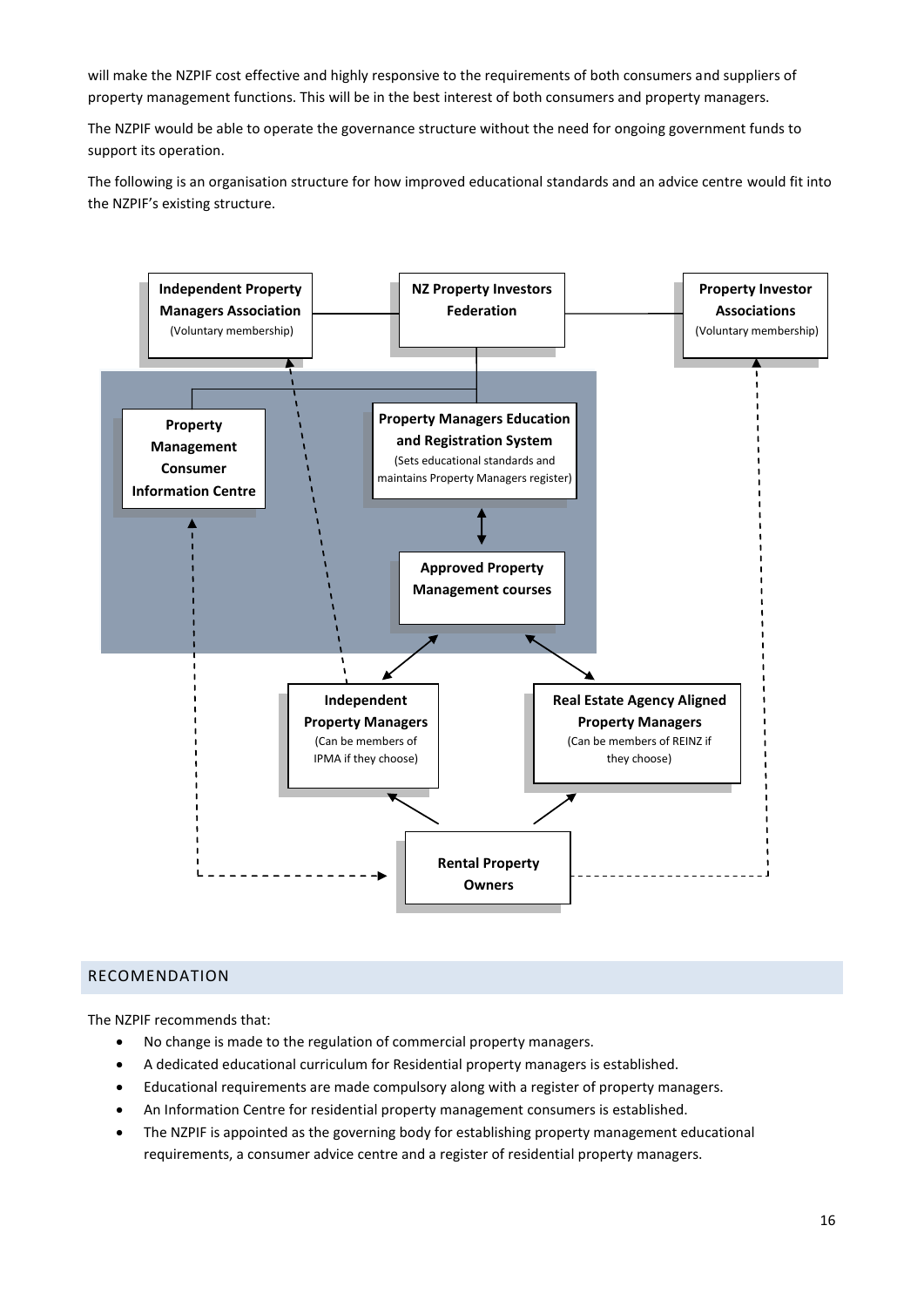will make the NZPIF cost effective and highly responsive to the requirements of both consumers and suppliers of property management functions. This will be in the best interest of both consumers and property managers.

The NZPIF would be able to operate the governance structure without the need for ongoing government funds to support its operation.

The following is an organisation structure for how improved educational standards and an advice centre would fit into the NZPIF's existing structure.

**Independent Property Managers Association**
(Voluntary membership)

**NZ Property Investors Federation**

**Property Investor Associations**
(Voluntary membership)

**Property Management Consumer Information Centre**

**Property Managers Education and Registration System**
(Sets educational standards and maintains Property Managers register)

**Approved Property Management courses**

**Independent Property Managers**
(Can be members of IPMA if they choose)

**Real Estate Agency Aligned Property Managers**
(Can be members of REINZ if they choose)

**Rental Property Owners**

## RECOMENDATION

The NZPIF recommends that:

- No change is made to the regulation of commercial property managers.
- A dedicated educational curriculum for Residential property managers is established.
- Educational requirements are made compulsory along with a register of property managers.
- An Information Centre for residential property management consumers is established.
- The NZPIF is appointed as the governing body for establishing property management educational requirements, a consumer advice centre and a register of residential property managers.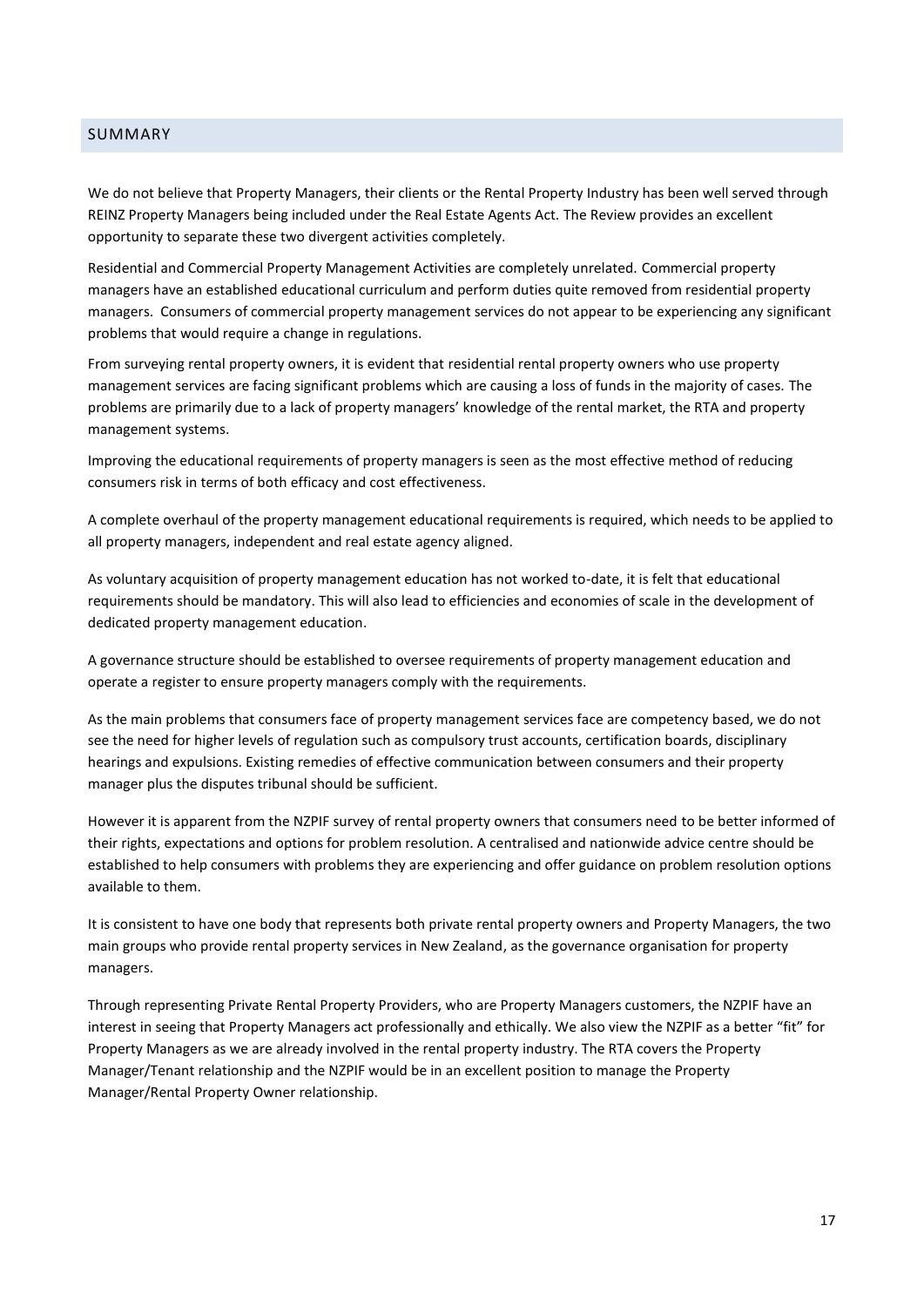## SUMMARY

We do not believe that Property Managers, their clients or the Rental Property Industry has been well served through REINZ Property Managers being included under the Real Estate Agents Act. The Review provides an excellent opportunity to separate these two divergent activities completely.

Residential and Commercial Property Management Activities are completely unrelated. Commercial property managers have an established educational curriculum and perform duties quite removed from residential property managers. Consumers of commercial property management services do not appear to be experiencing any significant problems that would require a change in regulations.

From surveying rental property owners, it is evident that residential rental property owners who use property management services are facing significant problems which are causing a loss of funds in the majority of cases. The problems are primarily due to a lack of property managers' knowledge of the rental market, the RTA and property management systems.

Improving the educational requirements of property managers is seen as the most effective method of reducing consumers risk in terms of both efficacy and cost effectiveness.

A complete overhaul of the property management educational requirements is required, which needs to be applied to all property managers, independent and real estate agency aligned.

As voluntary acquisition of property management education has not worked to-date, it is felt that educational requirements should be mandatory. This will also lead to efficiencies and economies of scale in the development of dedicated property management education.

A governance structure should be established to oversee requirements of property management education and operate a register to ensure property managers comply with the requirements.

As the main problems that consumers face of property management services face are competency based, we do not see the need for higher levels of regulation such as compulsory trust accounts, certification boards, disciplinary hearings and expulsions. Existing remedies of effective communication between consumers and their property manager plus the disputes tribunal should be sufficient.

However it is apparent from the NZPIF survey of rental property owners that consumers need to be better informed of their rights, expectations and options for problem resolution. A centralised and nationwide advice centre should be established to help consumers with problems they are experiencing and offer guidance on problem resolution options available to them.

It is consistent to have one body that represents both private rental property owners and Property Managers, the two main groups who provide rental property services in New Zealand, as the governance organisation for property managers.

Through representing Private Rental Property Providers, who are Property Managers customers, the NZPIF have an interest in seeing that Property Managers act professionally and ethically. We also view the NZPIF as a better "fit" for Property Managers as we are already involved in the rental property industry. The RTA covers the Property Manager/Tenant relationship and the NZPIF would be in an excellent position to manage the Property Manager/Rental Property Owner relationship.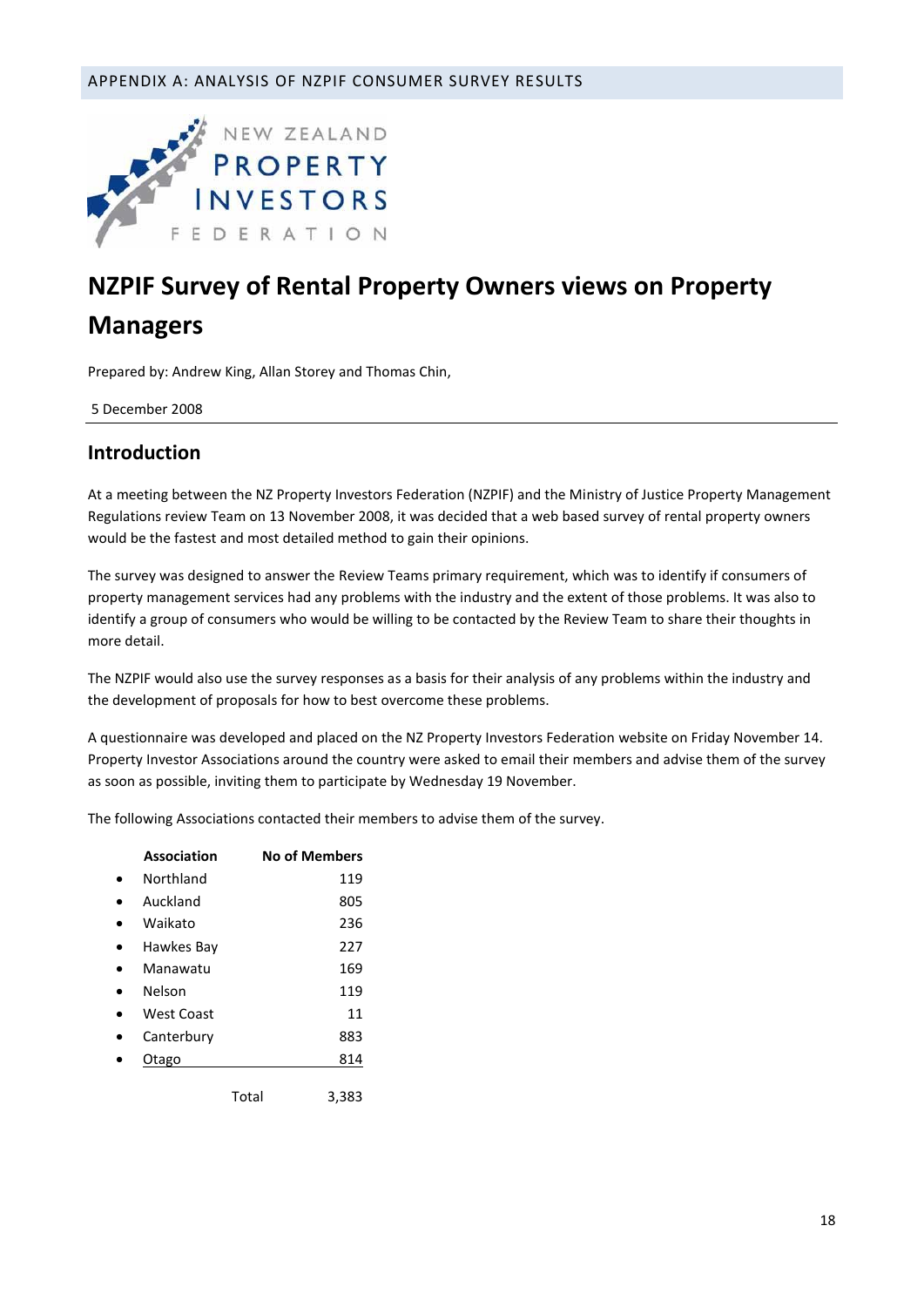## APPENDIX A: ANALYSIS OF NZPIF CONSUMER SURVEY RESULTS

NEW ZEALAND PROPERTY INVESTORS FEDERATION

# NZPIF Survey of Rental Property Owners views on Property Managers

Prepared by: Andrew King, Allan Storey and Thomas Chin,

5 December 2008

## Introduction

At a meeting between the NZ Property Investors Federation (NZPIF) and the Ministry of Justice Property Management Regulations review Team on 13 November 2008, it was decided that a web based survey of rental property owners would be the fastest and most detailed method to gain their opinions.

The survey was designed to answer the Review Teams primary requirement, which was to identify if consumers of property management services had any problems with the industry and the extent of those problems. It was also to identify a group of consumers who would be willing to be contacted by the Review Team to share their thoughts in more detail.

The NZPIF would also use the survey responses as a basis for their analysis of any problems within the industry and the development of proposals for how to best overcome these problems.

A questionnaire was developed and placed on the NZ Property Investors Federation website on Friday November 14. Property Investor Associations around the country were asked to email their members and advise them of the survey as soon as possible, inviting them to participate by Wednesday 19 November.

The following Associations contacted their members to advise them of the survey.

| Association | No of Members |
| --- | ---: |
| Northland | 119 |
| Auckland | 805 |
| Waikato | 236 |
| Hawkes Bay | 227 |
| Manawatu | 169 |
| Nelson | 119 |
| West Coast | 11 |
| Canterbury | 883 |
| Otago | 814 |
| Total | 3,383 |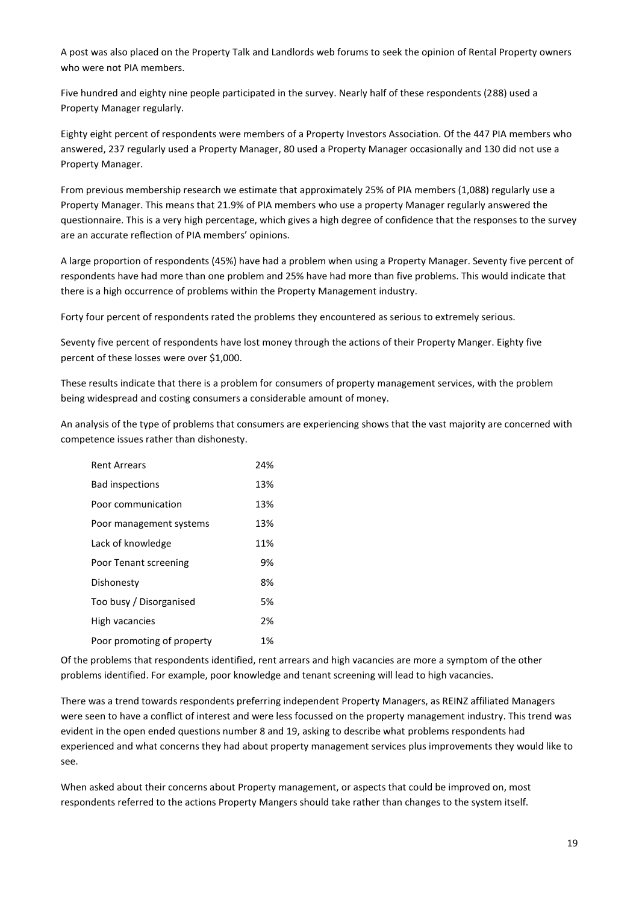A post was also placed on the Property Talk and Landlords web forums to seek the opinion of Rental Property owners who were not PIA members.

Five hundred and eighty nine people participated in the survey. Nearly half of these respondents (288) used a Property Manager regularly.

Eighty eight percent of respondents were members of a Property Investors Association. Of the 447 PIA members who answered, 237 regularly used a Property Manager, 80 used a Property Manager occasionally and 130 did not use a Property Manager.

From previous membership research we estimate that approximately 25% of PIA members (1,088) regularly use a Property Manager. This means that 21.9% of PIA members who use a property Manager regularly answered the questionnaire. This is a very high percentage, which gives a high degree of confidence that the responses to the survey are an accurate reflection of PIA members' opinions.

A large proportion of respondents (45%) have had a problem when using a Property Manager. Seventy five percent of respondents have had more than one problem and 25% have had more than five problems. This would indicate that there is a high occurrence of problems within the Property Management industry.

Forty four percent of respondents rated the problems they encountered as serious to extremely serious.

Seventy five percent of respondents have lost money through the actions of their Property Manger. Eighty five percent of these losses were over $1,000.

These results indicate that there is a problem for consumers of property management services, with the problem being widespread and costing consumers a considerable amount of money.

An analysis of the type of problems that consumers are experiencing shows that the vast majority are concerned with competence issues rather than dishonesty.

| Problem | % |
|---|---|
| Rent Arrears | 24% |
| Bad inspections | 13% |
| Poor communication | 13% |
| Poor management systems | 13% |
| Lack of knowledge | 11% |
| Poor Tenant screening | 9% |
| Dishonesty | 8% |
| Too busy / Disorganised | 5% |
| High vacancies | 2% |
| Poor promoting of property | 1% |

Of the problems that respondents identified, rent arrears and high vacancies are more a symptom of the other problems identified. For example, poor knowledge and tenant screening will lead to high vacancies.

There was a trend towards respondents preferring independent Property Managers, as REINZ affiliated Managers were seen to have a conflict of interest and were less focussed on the property management industry. This trend was evident in the open ended questions number 8 and 19, asking to describe what problems respondents had experienced and what concerns they had about property management services plus improvements they would like to see.

When asked about their concerns about Property management, or aspects that could be improved on, most respondents referred to the actions Property Mangers should take rather than changes to the system itself.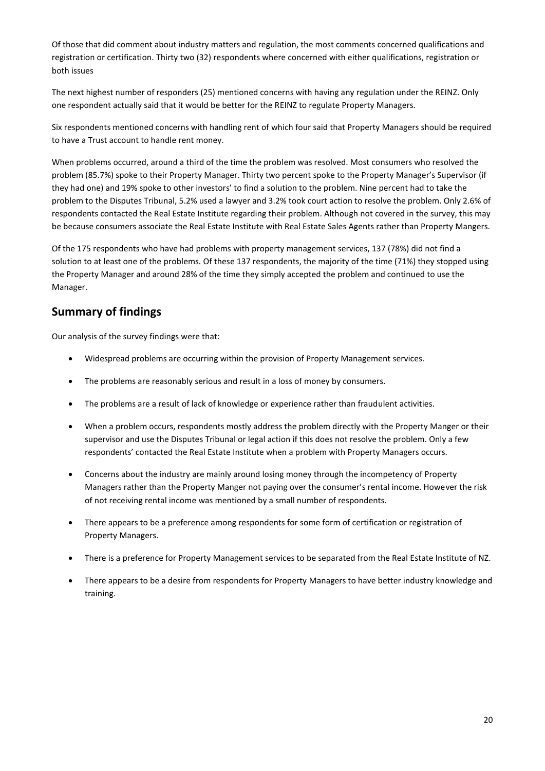Of those that did comment about industry matters and regulation, the most comments concerned qualifications and registration or certification. Thirty two (32) respondents where concerned with either qualifications, registration or both issues

The next highest number of responders (25) mentioned concerns with having any regulation under the REINZ. Only one respondent actually said that it would be better for the REINZ to regulate Property Managers.

Six respondents mentioned concerns with handling rent of which four said that Property Managers should be required to have a Trust account to handle rent money.

When problems occurred, around a third of the time the problem was resolved. Most consumers who resolved the problem (85.7%) spoke to their Property Manager. Thirty two percent spoke to the Property Manager's Supervisor (if they had one) and 19% spoke to other investors' to find a solution to the problem. Nine percent had to take the problem to the Disputes Tribunal, 5.2% used a lawyer and 3.2% took court action to resolve the problem. Only 2.6% of respondents contacted the Real Estate Institute regarding their problem. Although not covered in the survey, this may be because consumers associate the Real Estate Institute with Real Estate Sales Agents rather than Property Mangers.

Of the 175 respondents who have had problems with property management services, 137 (78%) did not find a solution to at least one of the problems. Of these 137 respondents, the majority of the time (71%) they stopped using the Property Manager and around 28% of the time they simply accepted the problem and continued to use the Manager.

## Summary of findings

Our analysis of the survey findings were that:

- Widespread problems are occurring within the provision of Property Management services.
- The problems are reasonably serious and result in a loss of money by consumers.
- The problems are a result of lack of knowledge or experience rather than fraudulent activities.
- When a problem occurs, respondents mostly address the problem directly with the Property Manger or their supervisor and use the Disputes Tribunal or legal action if this does not resolve the problem. Only a few respondents' contacted the Real Estate Institute when a problem with Property Managers occurs.
- Concerns about the industry are mainly around losing money through the incompetency of Property Managers rather than the Property Manger not paying over the consumer's rental income. However the risk of not receiving rental income was mentioned by a small number of respondents.
- There appears to be a preference among respondents for some form of certification or registration of Property Managers.
- There is a preference for Property Management services to be separated from the Real Estate Institute of NZ.
- There appears to be a desire from respondents for Property Managers to have better industry knowledge and training.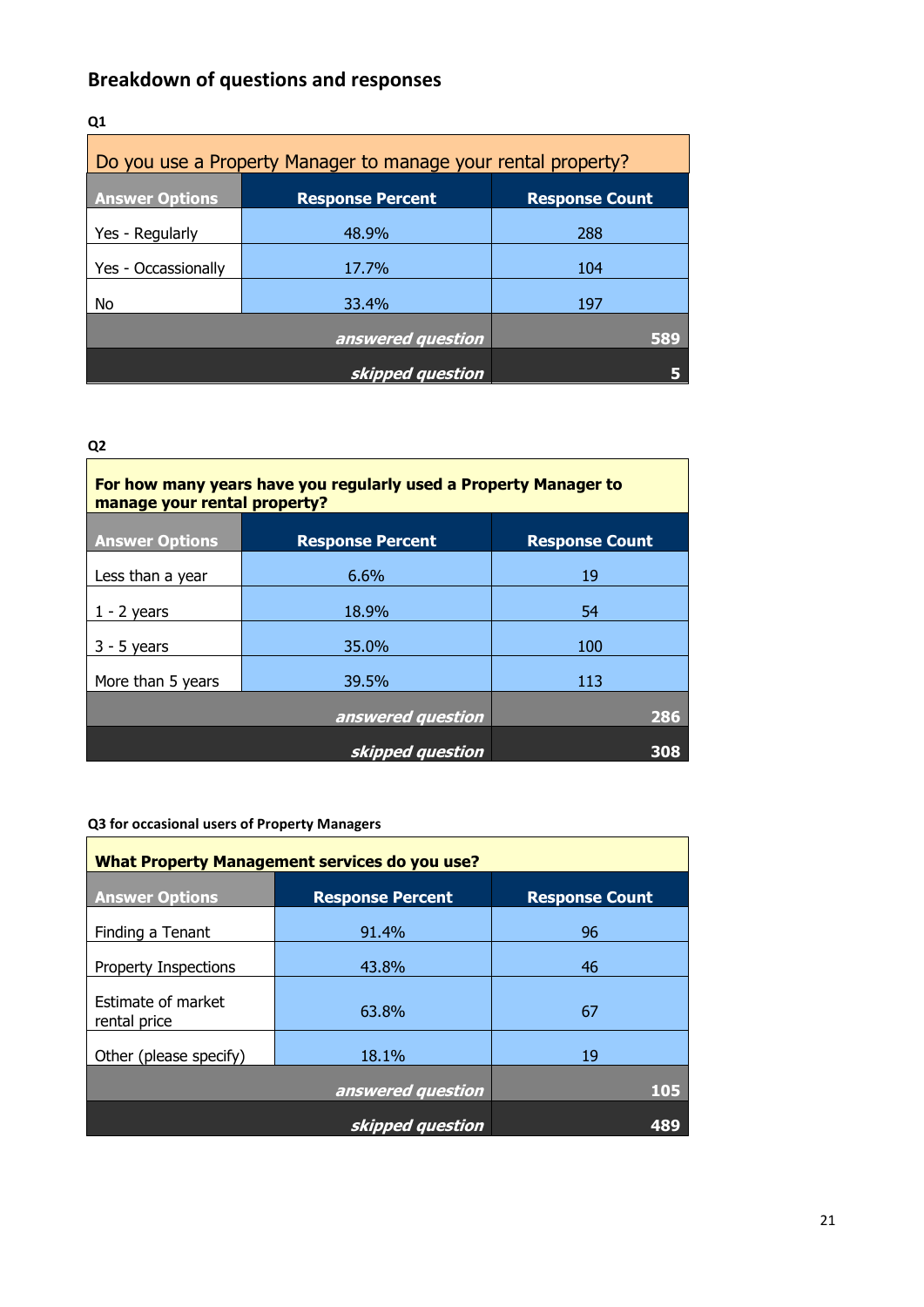## Breakdown of questions and responses

**Q1**

| Do you use a Property Manager to manage your rental property? | | |
|---|---|---|
| **Answer Options** | **Response Percent** | **Response Count** |
| Yes - Regularly | 48.9% | 288 |
| Yes - Occassionally | 17.7% | 104 |
| No | 33.4% | 197 |
| | *answered question* | 589 |
| | *skipped question* | 5 |

**Q2**

| **For how many years have you regularly used a Property Manager to manage your rental property?** | | |
|---|---|---|
| **Answer Options** | **Response Percent** | **Response Count** |
| Less than a year | 6.6% | 19 |
| 1 - 2 years | 18.9% | 54 |
| 3 - 5 years | 35.0% | 100 |
| More than 5 years | 39.5% | 113 |
| | *answered question* | 286 |
| | *skipped question* | 308 |

**Q3 for occasional users of Property Managers**

| **What Property Management services do you use?** | | |
|---|---|---|
| **Answer Options** | **Response Percent** | **Response Count** |
| Finding a Tenant | 91.4% | 96 |
| Property Inspections | 43.8% | 46 |
| Estimate of market rental price | 63.8% | 67 |
| Other (please specify) | 18.1% | 19 |
| | *answered question* | 105 |
| | *skipped question* | 489 |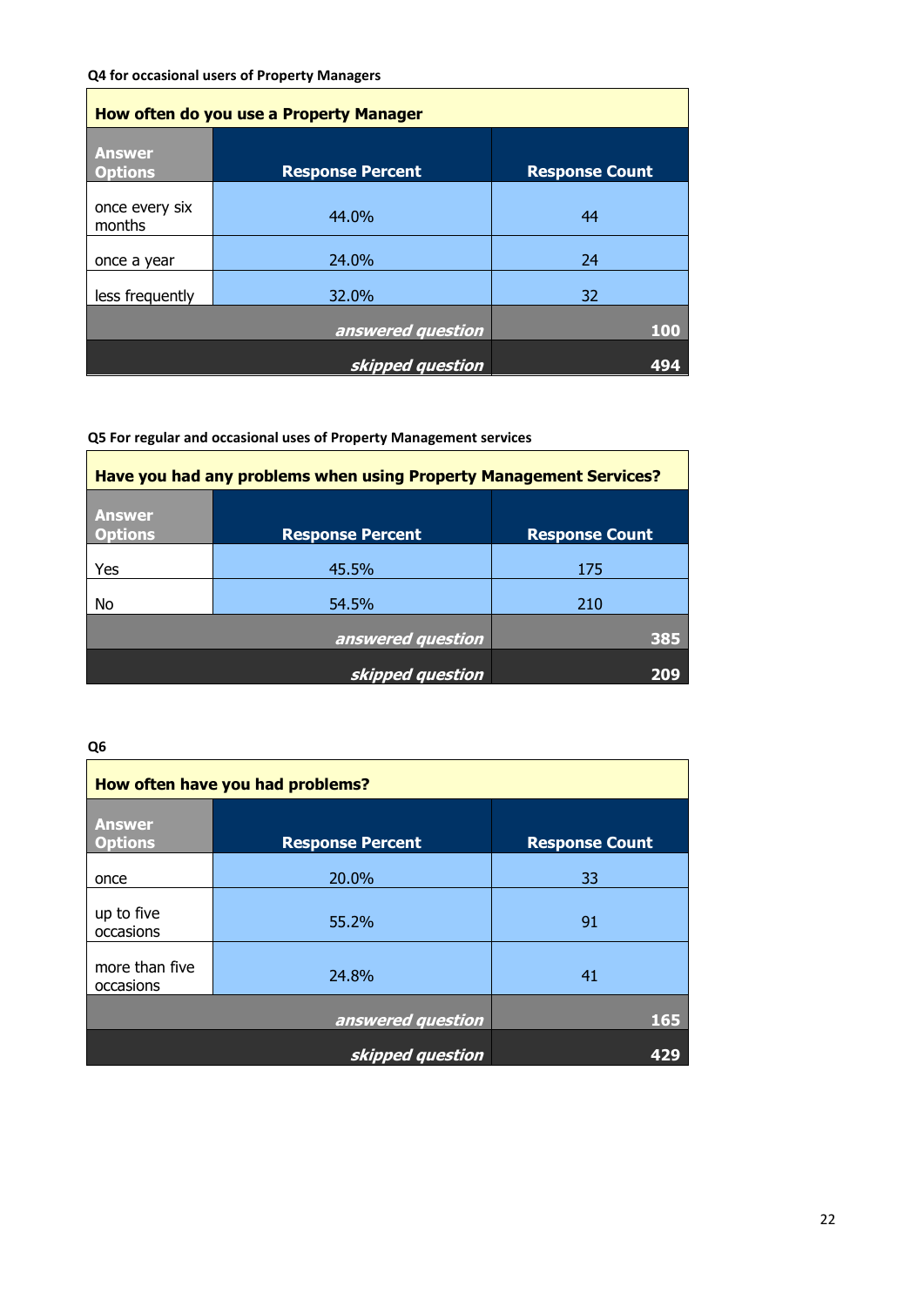**Q4 for occasional users of Property Managers**

| How often do you use a Property Manager | | |
|---|---|---|
| **Answer Options** | **Response Percent** | **Response Count** |
| once every six months | 44.0% | 44 |
| once a year | 24.0% | 24 |
| less frequently | 32.0% | 32 |
| | ***answered question*** | **100** |
| | ***skipped question*** | **494** |

**Q5 For regular and occasional uses of Property Management services**

| Have you had any problems when using Property Management Services? | | |
|---|---|---|
| **Answer Options** | **Response Percent** | **Response Count** |
| Yes | 45.5% | 175 |
| No | 54.5% | 210 |
| | ***answered question*** | **385** |
| | ***skipped question*** | **209** |

**Q6**

| How often have you had problems? | | |
|---|---|---|
| **Answer Options** | **Response Percent** | **Response Count** |
| once | 20.0% | 33 |
| up to five occasions | 55.2% | 91 |
| more than five occasions | 24.8% | 41 |
| | ***answered question*** | **165** |
| | ***skipped question*** | **429** |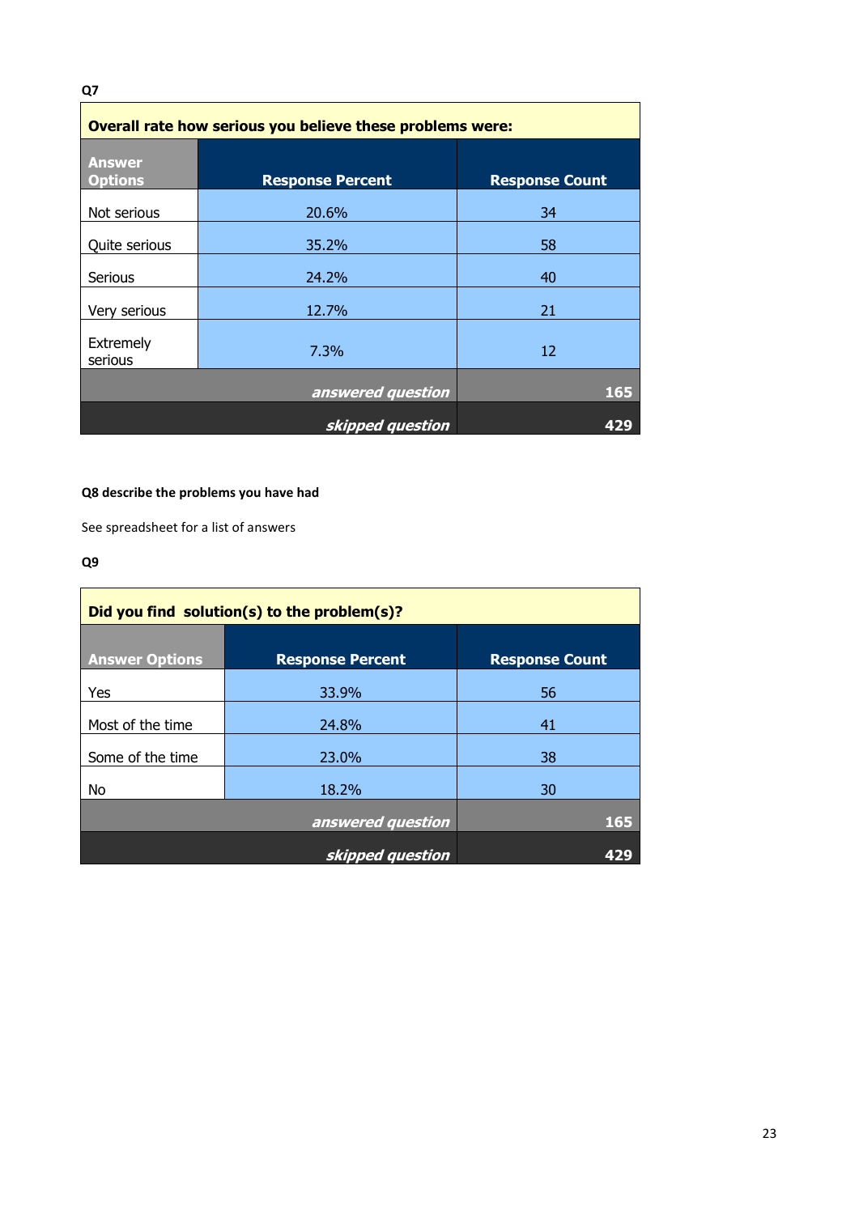**Q7**

| Overall rate how serious you believe these problems were: | | |
|---|---|---|
| **Answer Options** | **Response Percent** | **Response Count** |
| Not serious | 20.6% | 34 |
| Quite serious | 35.2% | 58 |
| Serious | 24.2% | 40 |
| Very serious | 12.7% | 21 |
| Extremely serious | 7.3% | 12 |
| | ***answered question*** | **165** |
| | ***skipped question*** | **429** |

**Q8 describe the problems you have had**

See spreadsheet for a list of answers

**Q9**

| Did you find solution(s) to the problem(s)? | | |
|---|---|---|
| **Answer Options** | **Response Percent** | **Response Count** |
| Yes | 33.9% | 56 |
| Most of the time | 24.8% | 41 |
| Some of the time | 23.0% | 38 |
| No | 18.2% | 30 |
| | ***answered question*** | **165** |
| | ***skipped question*** | **429** |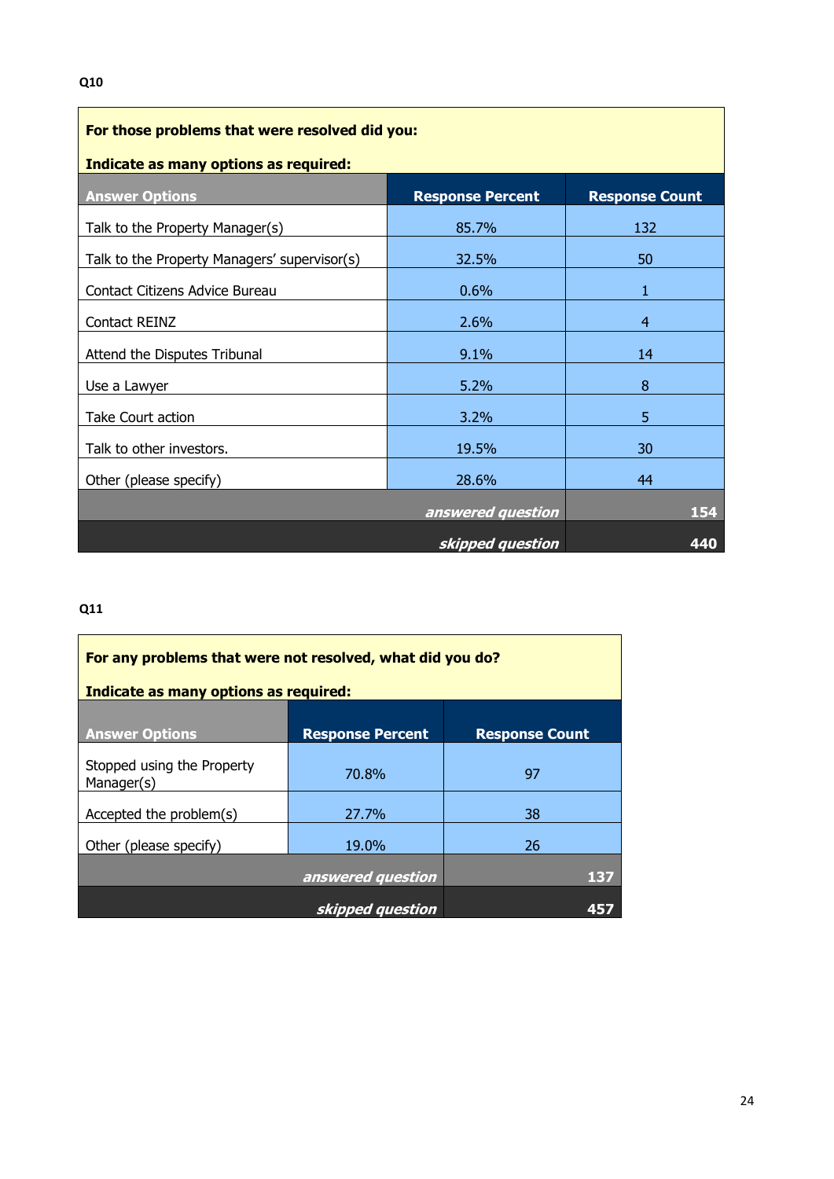**Q10**

| For those problems that were resolved did you: Indicate as many options as required: | | |
|---|---|---|
| **Answer Options** | **Response Percent** | **Response Count** |
| Talk to the Property Manager(s) | 85.7% | 132 |
| Talk to the Property Managers' supervisor(s) | 32.5% | 50 |
| Contact Citizens Advice Bureau | 0.6% | 1 |
| Contact REINZ | 2.6% | 4 |
| Attend the Disputes Tribunal | 9.1% | 14 |
| Use a Lawyer | 5.2% | 8 |
| Take Court action | 3.2% | 5 |
| Talk to other investors. | 19.5% | 30 |
| Other (please specify) | 28.6% | 44 |
| | ***answered question*** | **154** |
| | ***skipped question*** | **440** |

**Q11**

| For any problems that were not resolved, what did you do? Indicate as many options as required: | | |
|---|---|---|
| **Answer Options** | **Response Percent** | **Response Count** |
| Stopped using the Property Manager(s) | 70.8% | 97 |
| Accepted the problem(s) | 27.7% | 38 |
| Other (please specify) | 19.0% | 26 |
| | ***answered question*** | **137** |
| | ***skipped question*** | **457** |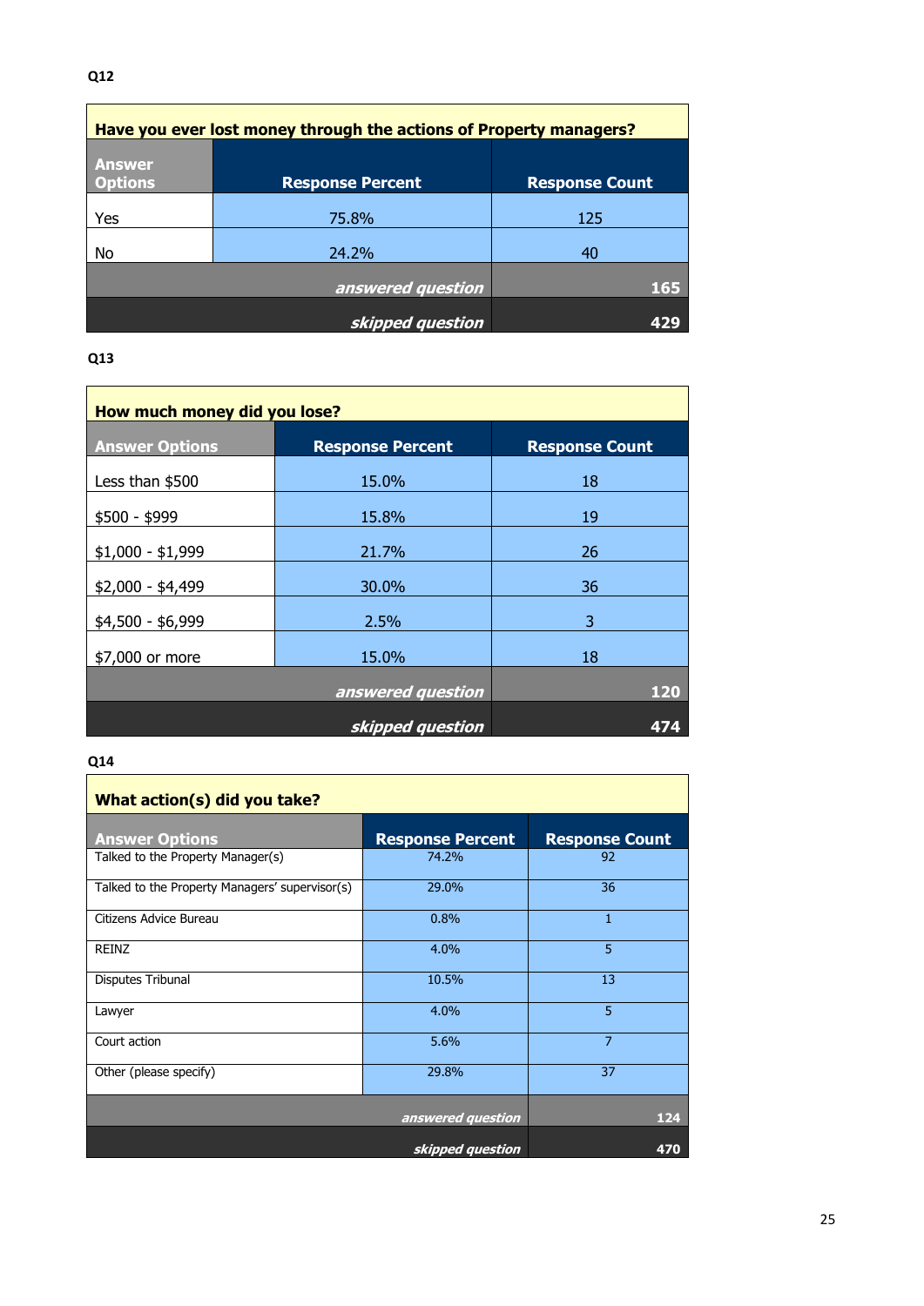**Q12**

| Have you ever lost money through the actions of Property managers? | | |
|---|---|---|
| **Answer Options** | **Response Percent** | **Response Count** |
| Yes | 75.8% | 125 |
| No | 24.2% | 40 |
| | *answered question* | 165 |
| | *skipped question* | 429 |

**Q13**

| How much money did you lose? | | |
|---|---|---|
| **Answer Options** | **Response Percent** | **Response Count** |
| Less than $500 | 15.0% | 18 |
| $500 - $999 | 15.8% | 19 |
| $1,000 - $1,999 | 21.7% | 26 |
| $2,000 - $4,499 | 30.0% | 36 |
| $4,500 - $6,999 | 2.5% | 3 |
| $7,000 or more | 15.0% | 18 |
| | *answered question* | 120 |
| | *skipped question* | 474 |

**Q14**

| What action(s) did you take? | | |
|---|---|---|
| **Answer Options** | **Response Percent** | **Response Count** |
| Talked to the Property Manager(s) | 74.2% | 92 |
| Talked to the Property Managers' supervisor(s) | 29.0% | 36 |
| Citizens Advice Bureau | 0.8% | 1 |
| REINZ | 4.0% | 5 |
| Disputes Tribunal | 10.5% | 13 |
| Lawyer | 4.0% | 5 |
| Court action | 5.6% | 7 |
| Other (please specify) | 29.8% | 37 |
| | *answered question* | 124 |
| | *skipped question* | 470 |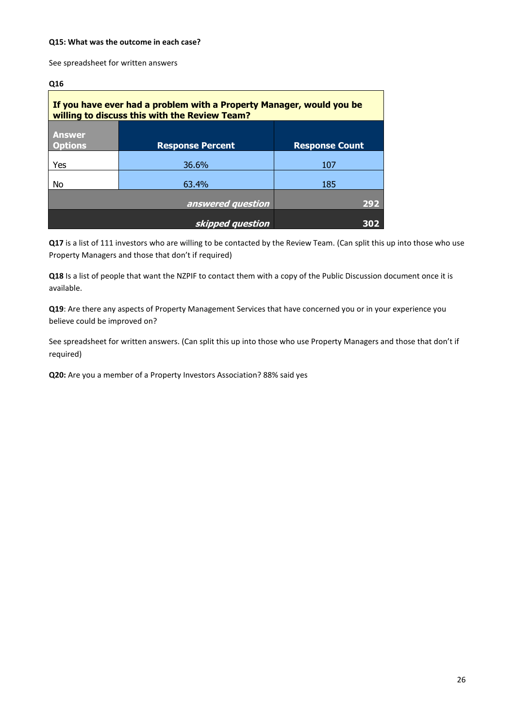**Q15: What was the outcome in each case?**

See spreadsheet for written answers

**Q16**

| If you have ever had a problem with a Property Manager, would you be willing to discuss this with the Review Team? | | |
|---|---|---|
| **Answer Options** | **Response Percent** | **Response Count** |
| Yes | 36.6% | 107 |
| No | 63.4% | 185 |
| | *answered question* | 292 |
| | *skipped question* | 302 |

**Q17** is a list of 111 investors who are willing to be contacted by the Review Team. (Can split this up into those who use Property Managers and those that don't if required)

**Q18** Is a list of people that want the NZPIF to contact them with a copy of the Public Discussion document once it is available.

**Q19**: Are there any aspects of Property Management Services that have concerned you or in your experience you believe could be improved on?

See spreadsheet for written answers. (Can split this up into those who use Property Managers and those that don't if required)

**Q20:** Are you a member of a Property Investors Association? 88% said yes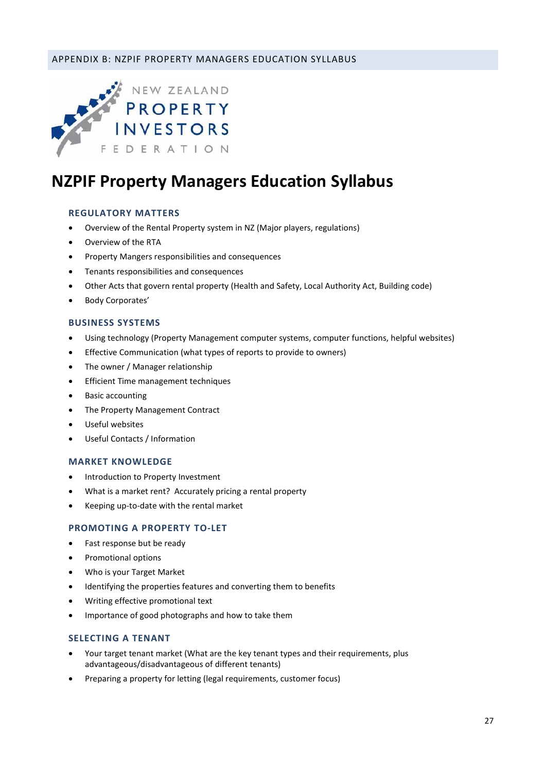APPENDIX B: NZPIF PROPERTY MANAGERS EDUCATION SYLLABUS

NEW ZEALAND PROPERTY INVESTORS FEDERATION

# NZPIF Property Managers Education Syllabus

### REGULATORY MATTERS

- Overview of the Rental Property system in NZ (Major players, regulations)
- Overview of the RTA
- Property Mangers responsibilities and consequences
- Tenants responsibilities and consequences
- Other Acts that govern rental property (Health and Safety, Local Authority Act, Building code)
- Body Corporates'

### BUSINESS SYSTEMS

- Using technology (Property Management computer systems, computer functions, helpful websites)
- Effective Communication (what types of reports to provide to owners)
- The owner / Manager relationship
- Efficient Time management techniques
- Basic accounting
- The Property Management Contract
- Useful websites
- Useful Contacts / Information

### MARKET KNOWLEDGE

- Introduction to Property Investment
- What is a market rent? Accurately pricing a rental property
- Keeping up-to-date with the rental market

### PROMOTING A PROPERTY TO-LET

- Fast response but be ready
- Promotional options
- Who is your Target Market
- Identifying the properties features and converting them to benefits
- Writing effective promotional text
- Importance of good photographs and how to take them

### SELECTING A TENANT

- Your target tenant market (What are the key tenant types and their requirements, plus advantageous/disadvantageous of different tenants)
- Preparing a property for letting (legal requirements, customer focus)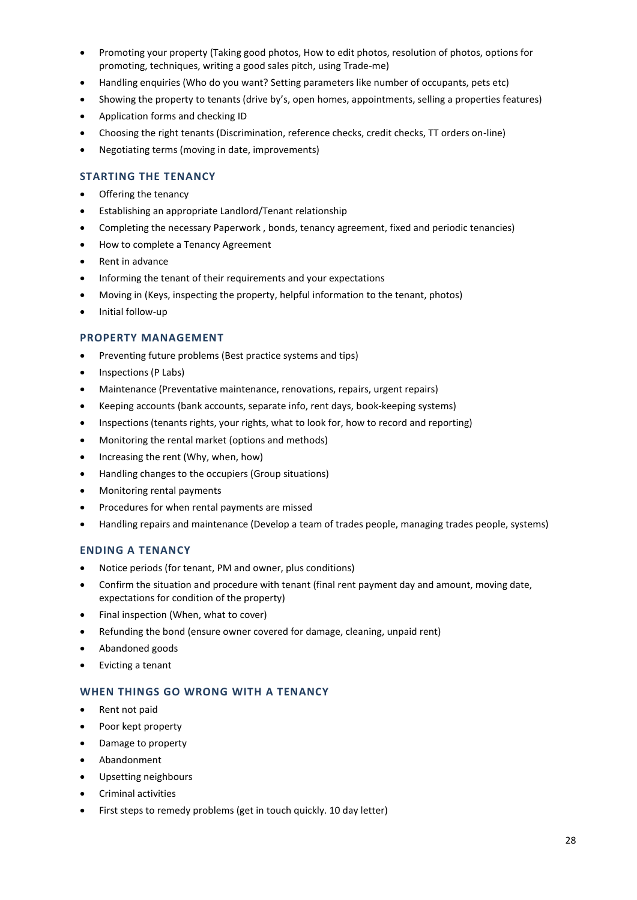- Promoting your property (Taking good photos, How to edit photos, resolution of photos, options for promoting, techniques, writing a good sales pitch, using Trade-me)
- Handling enquiries (Who do you want? Setting parameters like number of occupants, pets etc)
- Showing the property to tenants (drive by's, open homes, appointments, selling a properties features)
- Application forms and checking ID
- Choosing the right tenants (Discrimination, reference checks, credit checks, TT orders on-line)
- Negotiating terms (moving in date, improvements)

### STARTING THE TENANCY

- Offering the tenancy
- Establishing an appropriate Landlord/Tenant relationship
- Completing the necessary Paperwork , bonds, tenancy agreement, fixed and periodic tenancies)
- How to complete a Tenancy Agreement
- Rent in advance
- Informing the tenant of their requirements and your expectations
- Moving in (Keys, inspecting the property, helpful information to the tenant, photos)
- Initial follow-up

### PROPERTY MANAGEMENT

- Preventing future problems (Best practice systems and tips)
- Inspections (P Labs)
- Maintenance (Preventative maintenance, renovations, repairs, urgent repairs)
- Keeping accounts (bank accounts, separate info, rent days, book-keeping systems)
- Inspections (tenants rights, your rights, what to look for, how to record and reporting)
- Monitoring the rental market (options and methods)
- Increasing the rent (Why, when, how)
- Handling changes to the occupiers (Group situations)
- Monitoring rental payments
- Procedures for when rental payments are missed
- Handling repairs and maintenance (Develop a team of trades people, managing trades people, systems)

### ENDING A TENANCY

- Notice periods (for tenant, PM and owner, plus conditions)
- Confirm the situation and procedure with tenant (final rent payment day and amount, moving date, expectations for condition of the property)
- Final inspection (When, what to cover)
- Refunding the bond (ensure owner covered for damage, cleaning, unpaid rent)
- Abandoned goods
- Evicting a tenant

### WHEN THINGS GO WRONG WITH A TENANCY

- Rent not paid
- Poor kept property
- Damage to property
- Abandonment
- Upsetting neighbours
- Criminal activities
- First steps to remedy problems (get in touch quickly. 10 day letter)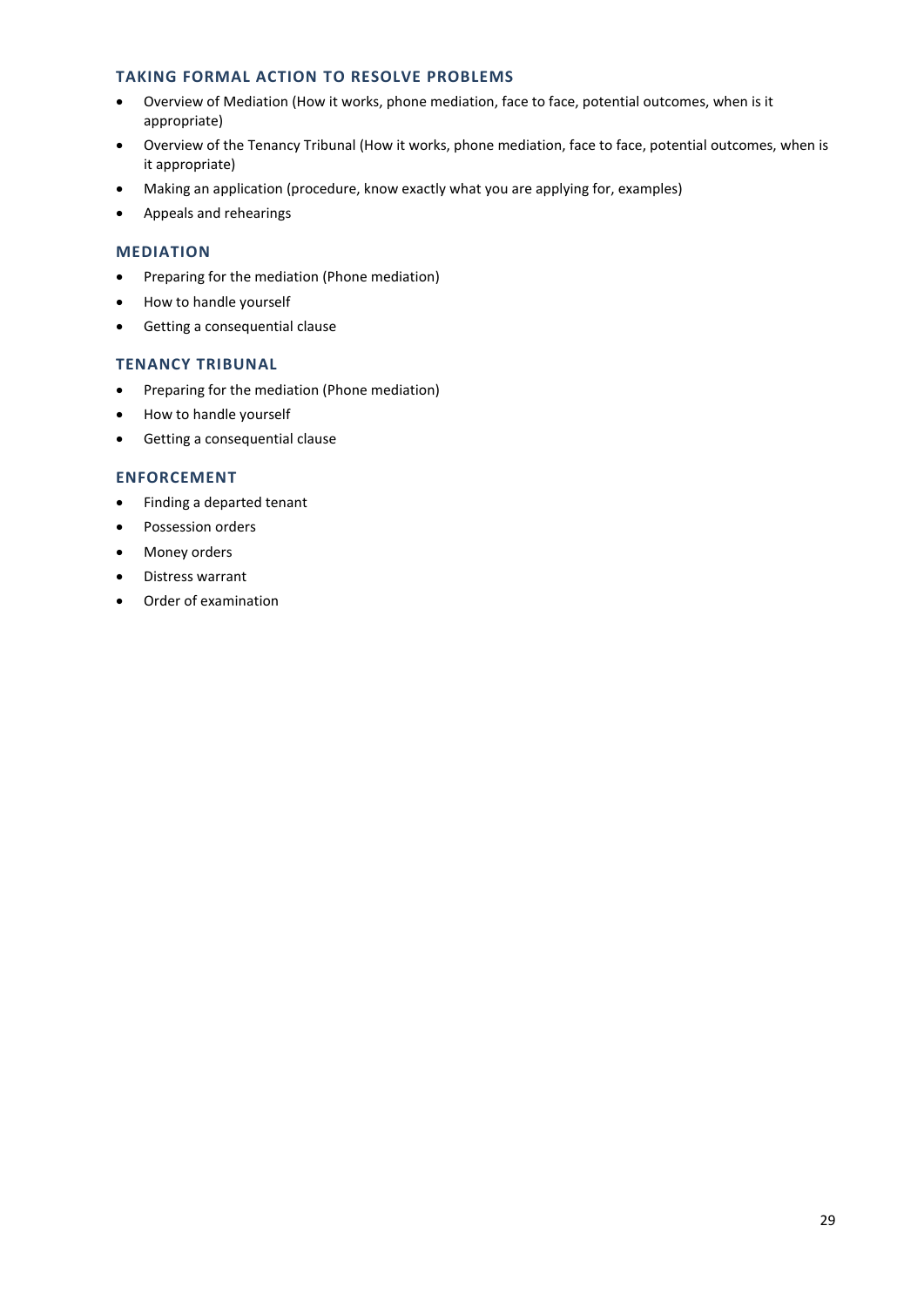### TAKING FORMAL ACTION TO RESOLVE PROBLEMS

- Overview of Mediation (How it works, phone mediation, face to face, potential outcomes, when is it appropriate)
- Overview of the Tenancy Tribunal (How it works, phone mediation, face to face, potential outcomes, when is it appropriate)
- Making an application (procedure, know exactly what you are applying for, examples)
- Appeals and rehearings

### MEDIATION

- Preparing for the mediation (Phone mediation)
- How to handle yourself
- Getting a consequential clause

### TENANCY TRIBUNAL

- Preparing for the mediation (Phone mediation)
- How to handle yourself
- Getting a consequential clause

### ENFORCEMENT

- Finding a departed tenant
- Possession orders
- Money orders
- Distress warrant
- Order of examination